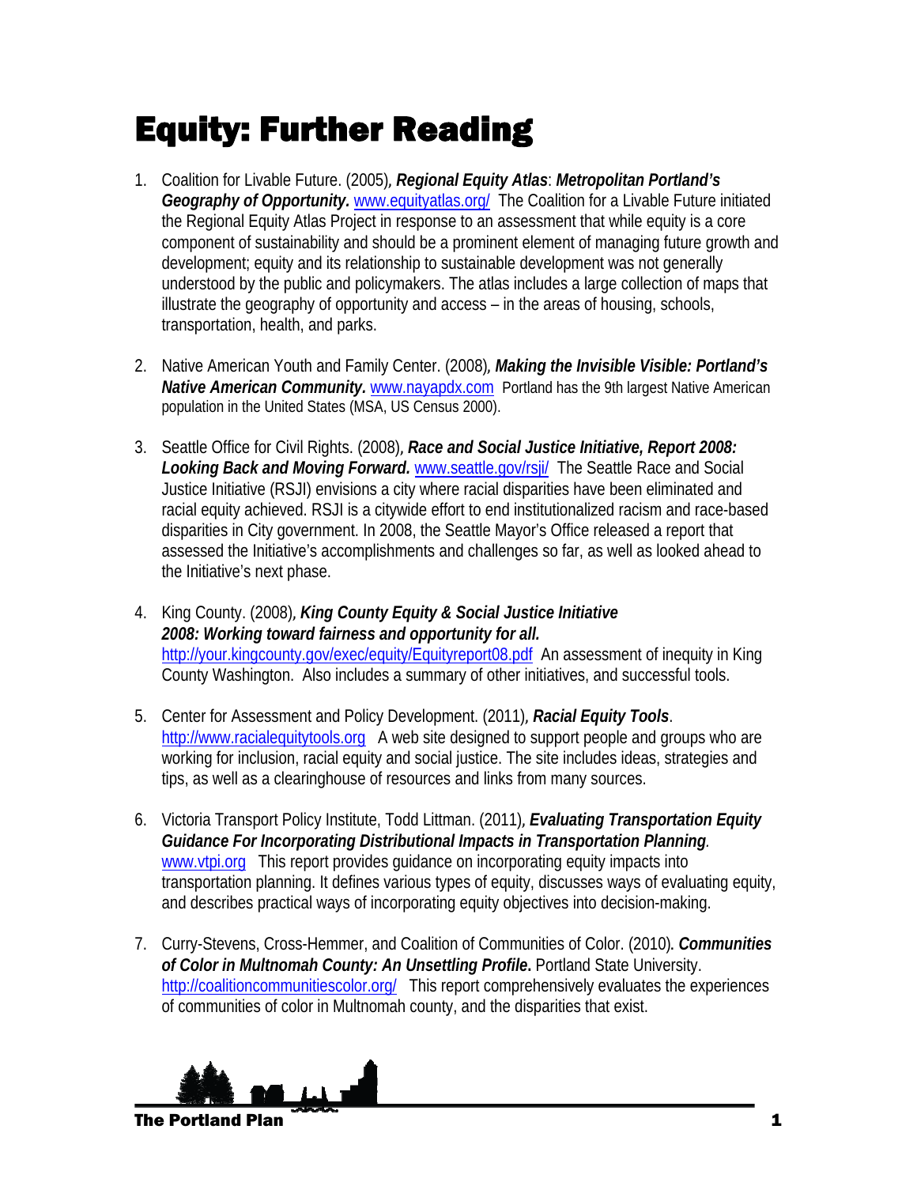# Equity: Further Reading

1. Coalition for Livable Future. (2005), ***Regional Equity Atlas*: *Metropolitan Portland's Geography of Opportunity.*** www.equityatlas.org/ The Coalition for a Livable Future initiated the Regional Equity Atlas Project in response to an assessment that while equity is a core component of sustainability and should be a prominent element of managing future growth and development; equity and its relationship to sustainable development was not generally understood by the public and policymakers. The atlas includes a large collection of maps that illustrate the geography of opportunity and access – in the areas of housing, schools, transportation, health, and parks.

2. Native American Youth and Family Center. (2008), ***Making the Invisible Visible: Portland's Native American Community.*** www.nayapdx.com Portland has the 9th largest Native American population in the United States (MSA, US Census 2000).

3. Seattle Office for Civil Rights. (2008), ***Race and Social Justice Initiative, Report 2008: Looking Back and Moving Forward.*** www.seattle.gov/rsji/ The Seattle Race and Social Justice Initiative (RSJI) envisions a city where racial disparities have been eliminated and racial equity achieved. RSJI is a citywide effort to end institutionalized racism and race-based disparities in City government. In 2008, the Seattle Mayor's Office released a report that assessed the Initiative's accomplishments and challenges so far, as well as looked ahead to the Initiative's next phase.

4. King County. (2008), ***King County Equity & Social Justice Initiative 2008: Working toward fairness and opportunity for all.*** http://your.kingcounty.gov/exec/equity/Equityreport08.pdf An assessment of inequity in King County Washington. Also includes a summary of other initiatives, and successful tools.

5. Center for Assessment and Policy Development. (2011), ***Racial Equity Tools***. http://www.racialequitytools.org A web site designed to support people and groups who are working for inclusion, racial equity and social justice. The site includes ideas, strategies and tips, as well as a clearinghouse of resources and links from many sources.

6. Victoria Transport Policy Institute, Todd Littman. (2011), ***Evaluating Transportation Equity Guidance For Incorporating Distributional Impacts in Transportation Planning***. www.vtpi.org This report provides guidance on incorporating equity impacts into transportation planning. It defines various types of equity, discusses ways of evaluating equity, and describes practical ways of incorporating equity objectives into decision-making.

7. Curry-Stevens, Cross-Hemmer, and Coalition of Communities of Color. (2010). ***Communities of Color in Multnomah County: An Unsettling Profile.*** Portland State University. http://coalitioncommunitiescolor.org/ This report comprehensively evaluates the experiences of communities of color in Multnomah county, and the disparities that exist.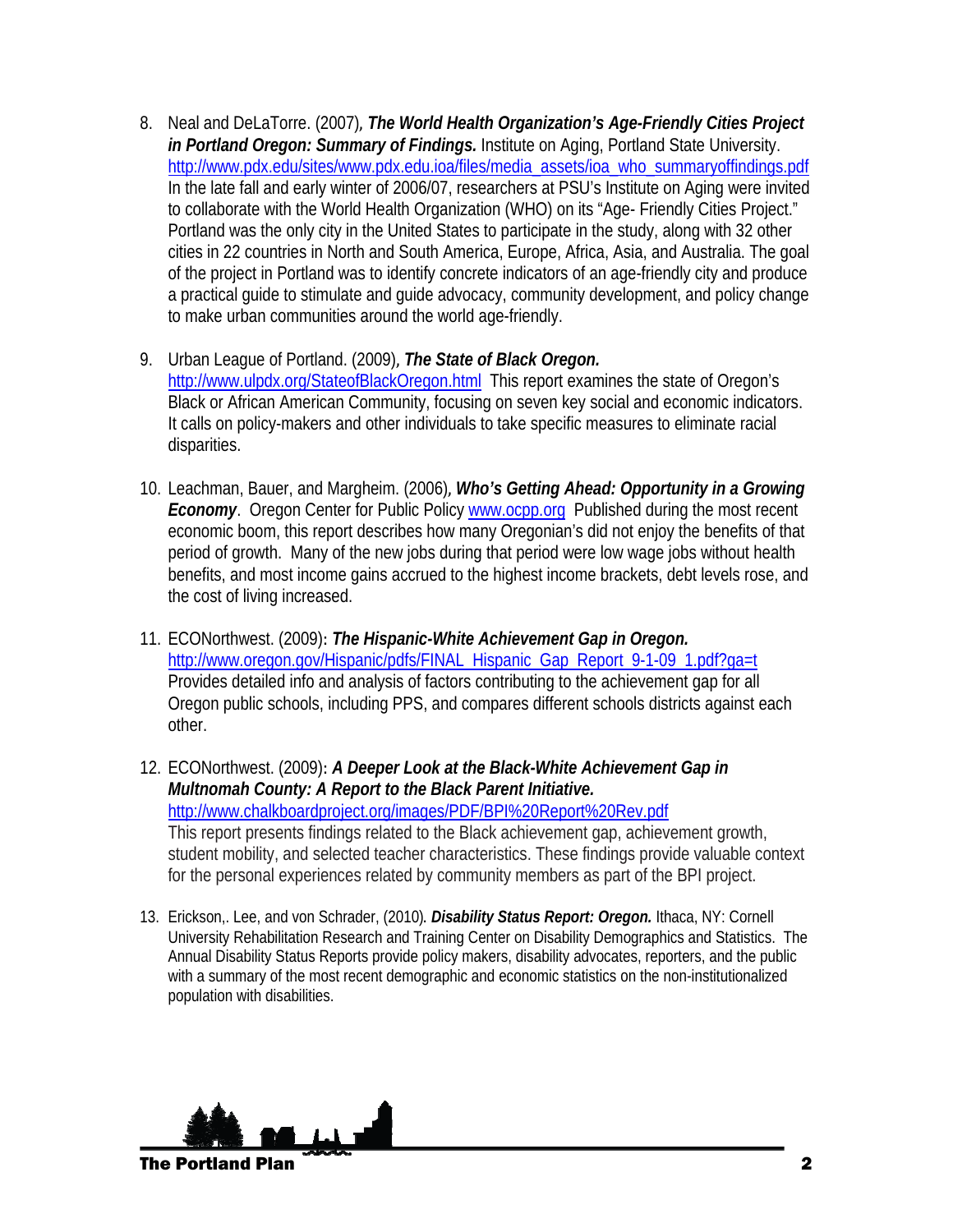8. Neal and DeLaTorre. (2007)*, **The World Health Organization's Age-Friendly Cities Project in Portland Oregon: Summary of Findings.*** Institute on Aging, Portland State University. http://www.pdx.edu/sites/www.pdx.edu.ioa/files/media_assets/ioa_who_summaryoffindings.pdf In the late fall and early winter of 2006/07, researchers at PSU's Institute on Aging were invited to collaborate with the World Health Organization (WHO) on its "Age- Friendly Cities Project." Portland was the only city in the United States to participate in the study, along with 32 other cities in 22 countries in North and South America, Europe, Africa, Asia, and Australia. The goal of the project in Portland was to identify concrete indicators of an age-friendly city and produce a practical guide to stimulate and guide advocacy, community development, and policy change to make urban communities around the world age-friendly.

9. Urban League of Portland. (2009)*, **The State of Black Oregon.*** http://www.ulpdx.org/StateofBlackOregon.html This report examines the state of Oregon's Black or African American Community, focusing on seven key social and economic indicators. It calls on policy-makers and other individuals to take specific measures to eliminate racial disparities.

10. Leachman, Bauer, and Margheim. (2006)*, **Who's Getting Ahead: Opportunity in a Growing Economy***. Oregon Center for Public Policy www.ocpp.org Published during the most recent economic boom, this report describes how many Oregonian's did not enjoy the benefits of that period of growth. Many of the new jobs during that period were low wage jobs without health benefits, and most income gains accrued to the highest income brackets, debt levels rose, and the cost of living increased.

11. ECONorthwest. (2009): ***The Hispanic-White Achievement Gap in Oregon.*** http://www.oregon.gov/Hispanic/pdfs/FINAL_Hispanic_Gap_Report_9-1-09_1.pdf?ga=t Provides detailed info and analysis of factors contributing to the achievement gap for all Oregon public schools, including PPS, and compares different schools districts against each other.

12. ECONorthwest. (2009): ***A Deeper Look at the Black-White Achievement Gap in Multnomah County: A Report to the Black Parent Initiative.*** http://www.chalkboardproject.org/images/PDF/BPI%20Report%20Rev.pdf This report presents findings related to the Black achievement gap, achievement growth, student mobility, and selected teacher characteristics. These findings provide valuable context for the personal experiences related by community members as part of the BPI project.

13. Erickson,. Lee, and von Schrader, (2010)*. **Disability Status Report: Oregon.*** Ithaca, NY: Cornell University Rehabilitation Research and Training Center on Disability Demographics and Statistics. The Annual Disability Status Reports provide policy makers, disability advocates, reporters, and the public with a summary of the most recent demographic and economic statistics on the non-institutionalized population with disabilities.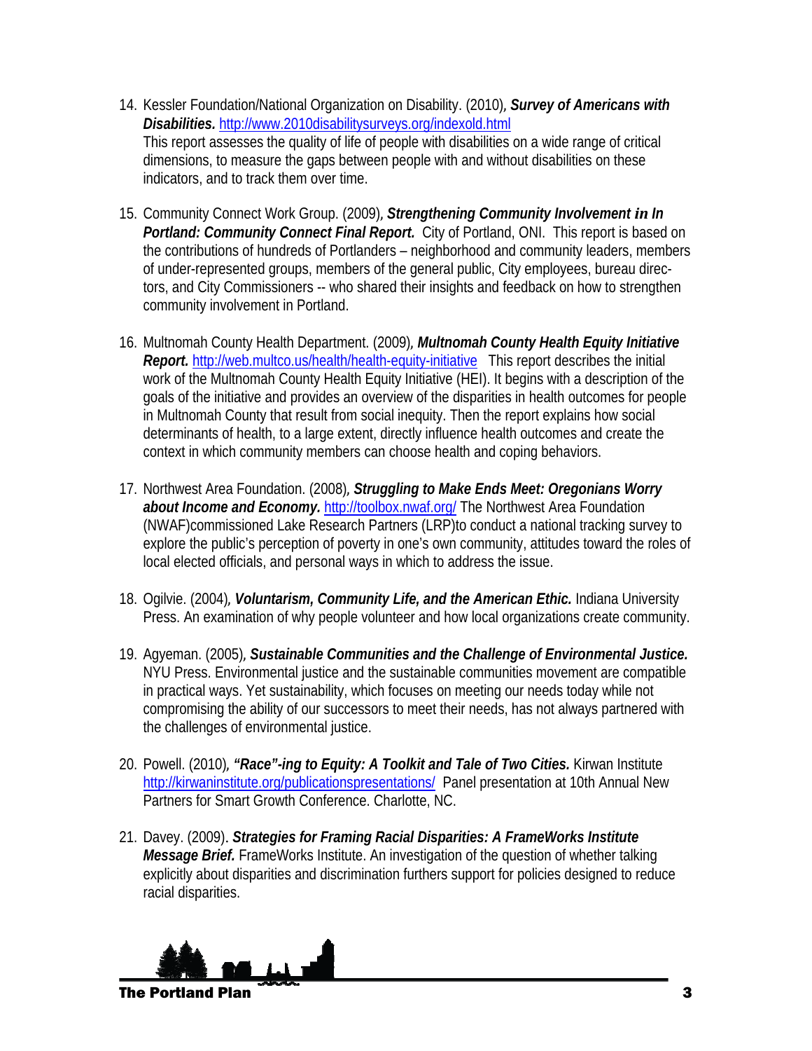14. Kessler Foundation/National Organization on Disability. (2010), ***Survey of Americans with Disabilities.*** http://www.2010disabilitysurveys.org/indexold.html
    This report assesses the quality of life of people with disabilities on a wide range of critical dimensions, to measure the gaps between people with and without disabilities on these indicators, and to track them over time.

15. Community Connect Work Group. (2009), ***Strengthening Community Involvement in In Portland: Community Connect Final Report.*** City of Portland, ONI. This report is based on the contributions of hundreds of Portlanders – neighborhood and community leaders, members of under-represented groups, members of the general public, City employees, bureau directors, and City Commissioners -- who shared their insights and feedback on how to strengthen community involvement in Portland.

16. Multnomah County Health Department. (2009), ***Multnomah County Health Equity Initiative Report.*** http://web.multco.us/health/health-equity-initiative This report describes the initial work of the Multnomah County Health Equity Initiative (HEI). It begins with a description of the goals of the initiative and provides an overview of the disparities in health outcomes for people in Multnomah County that result from social inequity. Then the report explains how social determinants of health, to a large extent, directly influence health outcomes and create the context in which community members can choose health and coping behaviors.

17. Northwest Area Foundation. (2008), ***Struggling to Make Ends Meet: Oregonians Worry about Income and Economy.*** http://toolbox.nwaf.org/ The Northwest Area Foundation (NWAF)commissioned Lake Research Partners (LRP)to conduct a national tracking survey to explore the public's perception of poverty in one's own community, attitudes toward the roles of local elected officials, and personal ways in which to address the issue.

18. Ogilvie. (2004), ***Voluntarism, Community Life, and the American Ethic.*** Indiana University Press. An examination of why people volunteer and how local organizations create community.

19. Agyeman. (2005), ***Sustainable Communities and the Challenge of Environmental Justice.*** NYU Press. Environmental justice and the sustainable communities movement are compatible in practical ways. Yet sustainability, which focuses on meeting our needs today while not compromising the ability of our successors to meet their needs, has not always partnered with the challenges of environmental justice.

20. Powell. (2010), ***"Race"-ing to Equity: A Toolkit and Tale of Two Cities.*** Kirwan Institute http://kirwaninstitute.org/publicationspresentations/ Panel presentation at 10th Annual New Partners for Smart Growth Conference. Charlotte, NC.

21. Davey. (2009). ***Strategies for Framing Racial Disparities: A FrameWorks Institute Message Brief.*** FrameWorks Institute. An investigation of the question of whether talking explicitly about disparities and discrimination furthers support for policies designed to reduce racial disparities.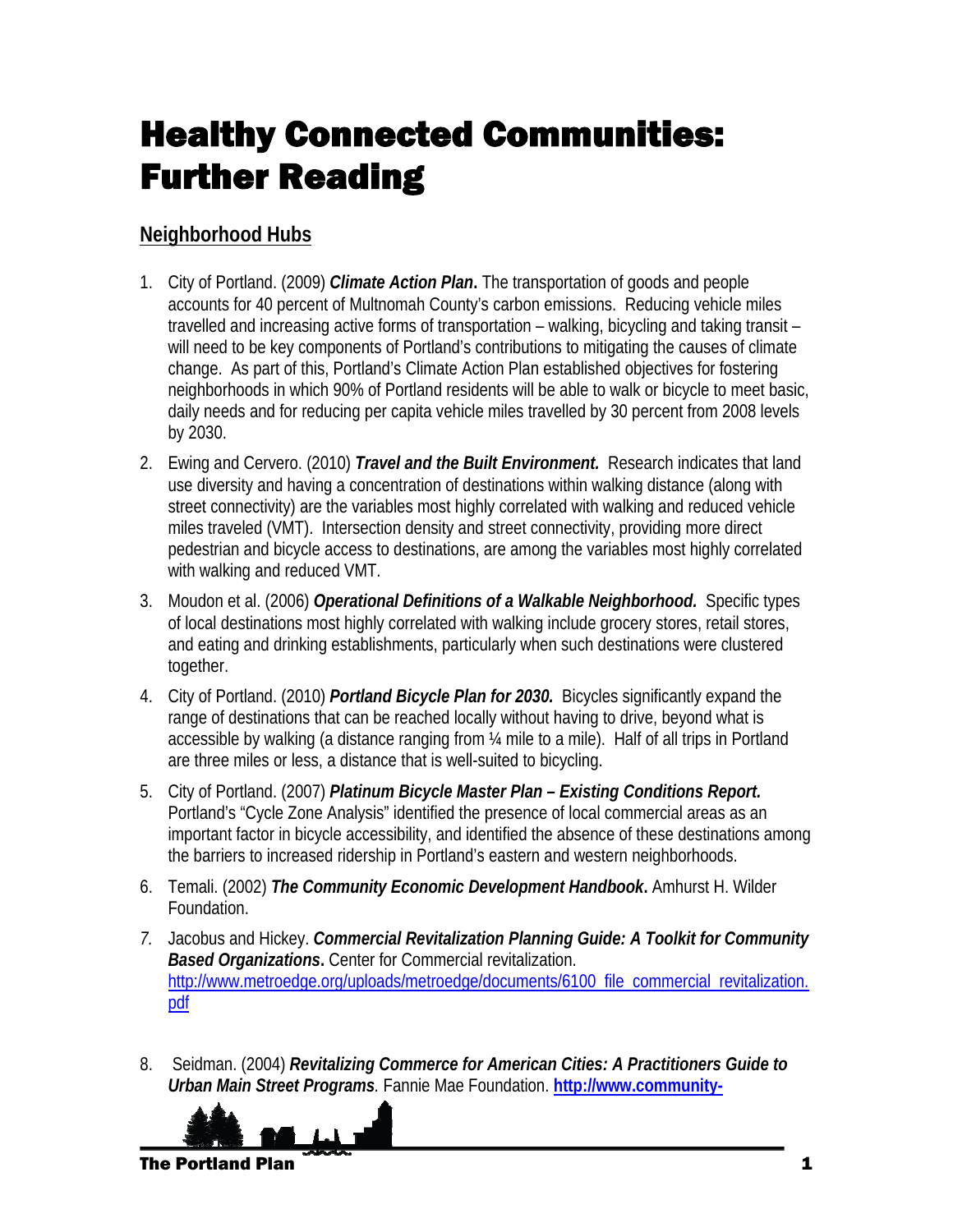# Healthy Connected Communities: Further Reading

## Neighborhood Hubs

1. City of Portland. (2009) ***Climate Action Plan*.** The transportation of goods and people accounts for 40 percent of Multnomah County's carbon emissions. Reducing vehicle miles travelled and increasing active forms of transportation – walking, bicycling and taking transit – will need to be key components of Portland's contributions to mitigating the causes of climate change. As part of this, Portland's Climate Action Plan established objectives for fostering neighborhoods in which 90% of Portland residents will be able to walk or bicycle to meet basic, daily needs and for reducing per capita vehicle miles travelled by 30 percent from 2008 levels by 2030.
2. Ewing and Cervero. (2010) ***Travel and the Built Environment.*** Research indicates that land use diversity and having a concentration of destinations within walking distance (along with street connectivity) are the variables most highly correlated with walking and reduced vehicle miles traveled (VMT). Intersection density and street connectivity, providing more direct pedestrian and bicycle access to destinations, are among the variables most highly correlated with walking and reduced VMT.
3. Moudon et al. (2006) ***Operational Definitions of a Walkable Neighborhood.*** Specific types of local destinations most highly correlated with walking include grocery stores, retail stores, and eating and drinking establishments, particularly when such destinations were clustered together.
4. City of Portland. (2010) ***Portland Bicycle Plan for 2030.*** Bicycles significantly expand the range of destinations that can be reached locally without having to drive, beyond what is accessible by walking (a distance ranging from ¼ mile to a mile). Half of all trips in Portland are three miles or less, a distance that is well-suited to bicycling.
5. City of Portland. (2007) ***Platinum Bicycle Master Plan – Existing Conditions Report.*** Portland's "Cycle Zone Analysis" identified the presence of local commercial areas as an important factor in bicycle accessibility, and identified the absence of these destinations among the barriers to increased ridership in Portland's eastern and western neighborhoods.
6. Temali. (2002) ***The Community Economic Development Handbook*.** Amhurst H. Wilder Foundation.
7. Jacobus and Hickey. ***Commercial Revitalization Planning Guide: A Toolkit for Community Based Organizations*.** Center for Commercial revitalization. http://www.metroedge.org/uploads/metroedge/documents/6100_file_commercial_revitalization.pdf
8. Seidman. (2004) ***Revitalizing Commerce for American Cities: A Practitioners Guide to Urban Main Street Programs****.* Fannie Mae Foundation. **http://www.community-**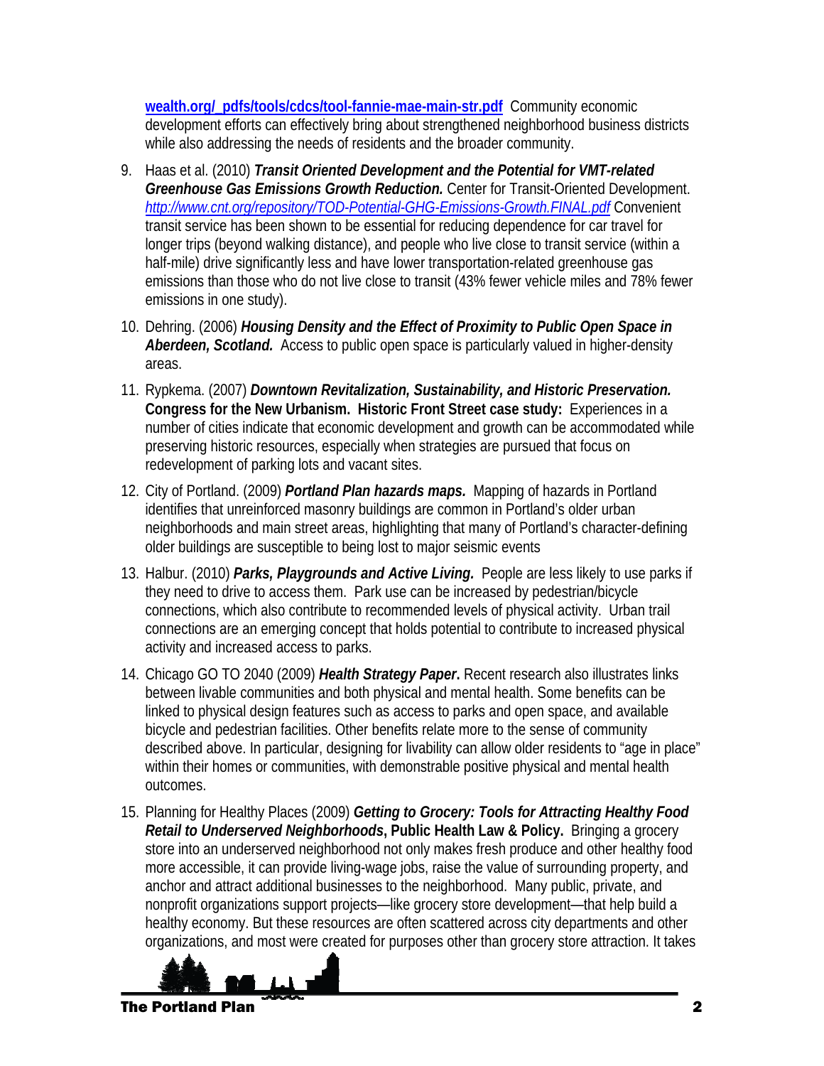**wealth.org/_pdfs/tools/cdcs/tool-fannie-mae-main-str.pdf** Community economic development efforts can effectively bring about strengthened neighborhood business districts while also addressing the needs of residents and the broader community.

9. Haas et al. (2010) ***Transit Oriented Development and the Potential for VMT-related Greenhouse Gas Emissions Growth Reduction.*** Center for Transit-Oriented Development. *http://www.cnt.org/repository/TOD-Potential-GHG-Emissions-Growth.FINAL.pdf* Convenient transit service has been shown to be essential for reducing dependence for car travel for longer trips (beyond walking distance), and people who live close to transit service (within a half-mile) drive significantly less and have lower transportation-related greenhouse gas emissions than those who do not live close to transit (43% fewer vehicle miles and 78% fewer emissions in one study).

10. Dehring. (2006) ***Housing Density and the Effect of Proximity to Public Open Space in Aberdeen, Scotland.*** Access to public open space is particularly valued in higher-density areas.

11. Rypkema. (2007) ***Downtown Revitalization, Sustainability, and Historic Preservation.*** **Congress for the New Urbanism. Historic Front Street case study:** Experiences in a number of cities indicate that economic development and growth can be accommodated while preserving historic resources, especially when strategies are pursued that focus on redevelopment of parking lots and vacant sites.

12. City of Portland. (2009) ***Portland Plan hazards maps.*** Mapping of hazards in Portland identifies that unreinforced masonry buildings are common in Portland's older urban neighborhoods and main street areas, highlighting that many of Portland's character-defining older buildings are susceptible to being lost to major seismic events

13. Halbur. (2010) ***Parks, Playgrounds and Active Living.*** People are less likely to use parks if they need to drive to access them. Park use can be increased by pedestrian/bicycle connections, which also contribute to recommended levels of physical activity. Urban trail connections are an emerging concept that holds potential to contribute to increased physical activity and increased access to parks.

14. Chicago GO TO 2040 (2009) ***Health Strategy Paper*.** Recent research also illustrates links between livable communities and both physical and mental health. Some benefits can be linked to physical design features such as access to parks and open space, and available bicycle and pedestrian facilities. Other benefits relate more to the sense of community described above. In particular, designing for livability can allow older residents to "age in place" within their homes or communities, with demonstrable positive physical and mental health outcomes.

15. Planning for Healthy Places (2009) ***Getting to Grocery: Tools for Attracting Healthy Food Retail to Underserved Neighborhoods*, Public Health Law & Policy.** Bringing a grocery store into an underserved neighborhood not only makes fresh produce and other healthy food more accessible, it can provide living-wage jobs, raise the value of surrounding property, and anchor and attract additional businesses to the neighborhood. Many public, private, and nonprofit organizations support projects—like grocery store development—that help build a healthy economy. But these resources are often scattered across city departments and other organizations, and most were created for purposes other than grocery store attraction. It takes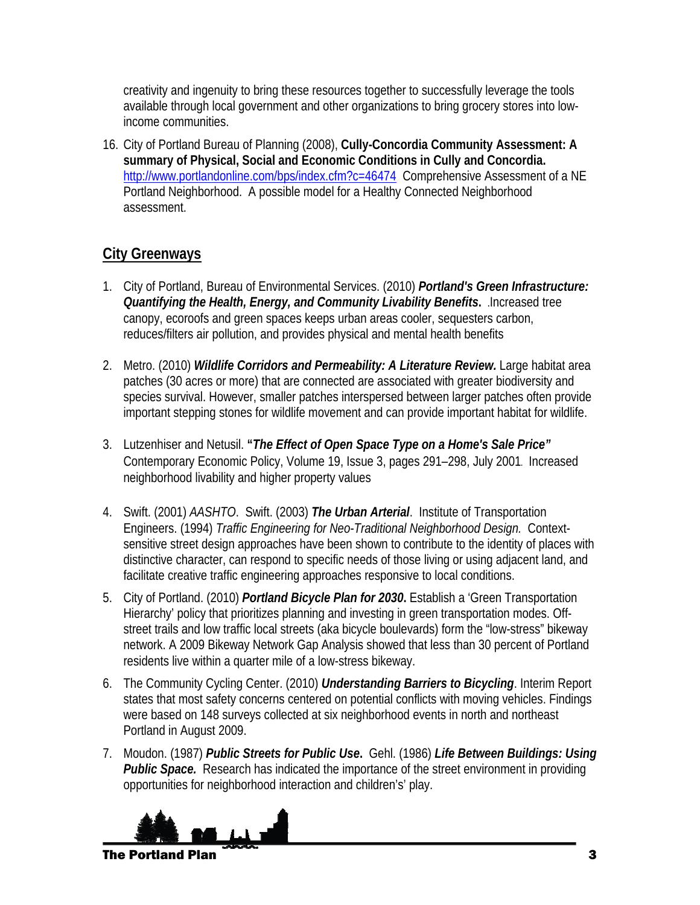creativity and ingenuity to bring these resources together to successfully leverage the tools available through local government and other organizations to bring grocery stores into low-income communities.

16. City of Portland Bureau of Planning (2008), **Cully-Concordia Community Assessment: A summary of Physical, Social and Economic Conditions in Cully and Concordia.** http://www.portlandonline.com/bps/index.cfm?c=46474 Comprehensive Assessment of a NE Portland Neighborhood. A possible model for a Healthy Connected Neighborhood assessment.

## City Greenways

1. City of Portland, Bureau of Environmental Services. (2010) ***Portland's Green Infrastructure: Quantifying the Health, Energy, and Community Livability Benefits.*** .Increased tree canopy, ecoroofs and green spaces keeps urban areas cooler, sequesters carbon, reduces/filters air pollution, and provides physical and mental health benefits

2. Metro. (2010) ***Wildlife Corridors and Permeability: A Literature Review.*** Large habitat area patches (30 acres or more) that are connected are associated with greater biodiversity and species survival. However, smaller patches interspersed between larger patches often provide important stepping stones for wildlife movement and can provide important habitat for wildlife.

3. Lutzenhiser and Netusil. **"*The Effect of Open Space Type on a Home's Sale Price"*** Contemporary Economic Policy, Volume 19, Issue 3, pages 291–298, July 2001. Increased neighborhood livability and higher property values

4. Swift. (2001) *AASHTO*. Swift. (2003) ***The Urban Arterial***. Institute of Transportation Engineers. (1994) *Traffic Engineering for Neo-Traditional Neighborhood Design.* Context-sensitive street design approaches have been shown to contribute to the identity of places with distinctive character, can respond to specific needs of those living or using adjacent land, and facilitate creative traffic engineering approaches responsive to local conditions.

5. City of Portland. (2010) ***Portland Bicycle Plan for 2030*.** Establish a 'Green Transportation Hierarchy' policy that prioritizes planning and investing in green transportation modes. Off-street trails and low traffic local streets (aka bicycle boulevards) form the "low-stress" bikeway network. A 2009 Bikeway Network Gap Analysis showed that less than 30 percent of Portland residents live within a quarter mile of a low-stress bikeway.

6. The Community Cycling Center. (2010) ***Understanding Barriers to Bicycling***. Interim Report states that most safety concerns centered on potential conflicts with moving vehicles. Findings were based on 148 surveys collected at six neighborhood events in north and northeast Portland in August 2009.

7. Moudon. (1987) ***Public Streets for Public Use*.** Gehl. (1986) ***Life Between Buildings: Using Public Space.*** Research has indicated the importance of the street environment in providing opportunities for neighborhood interaction and children's' play.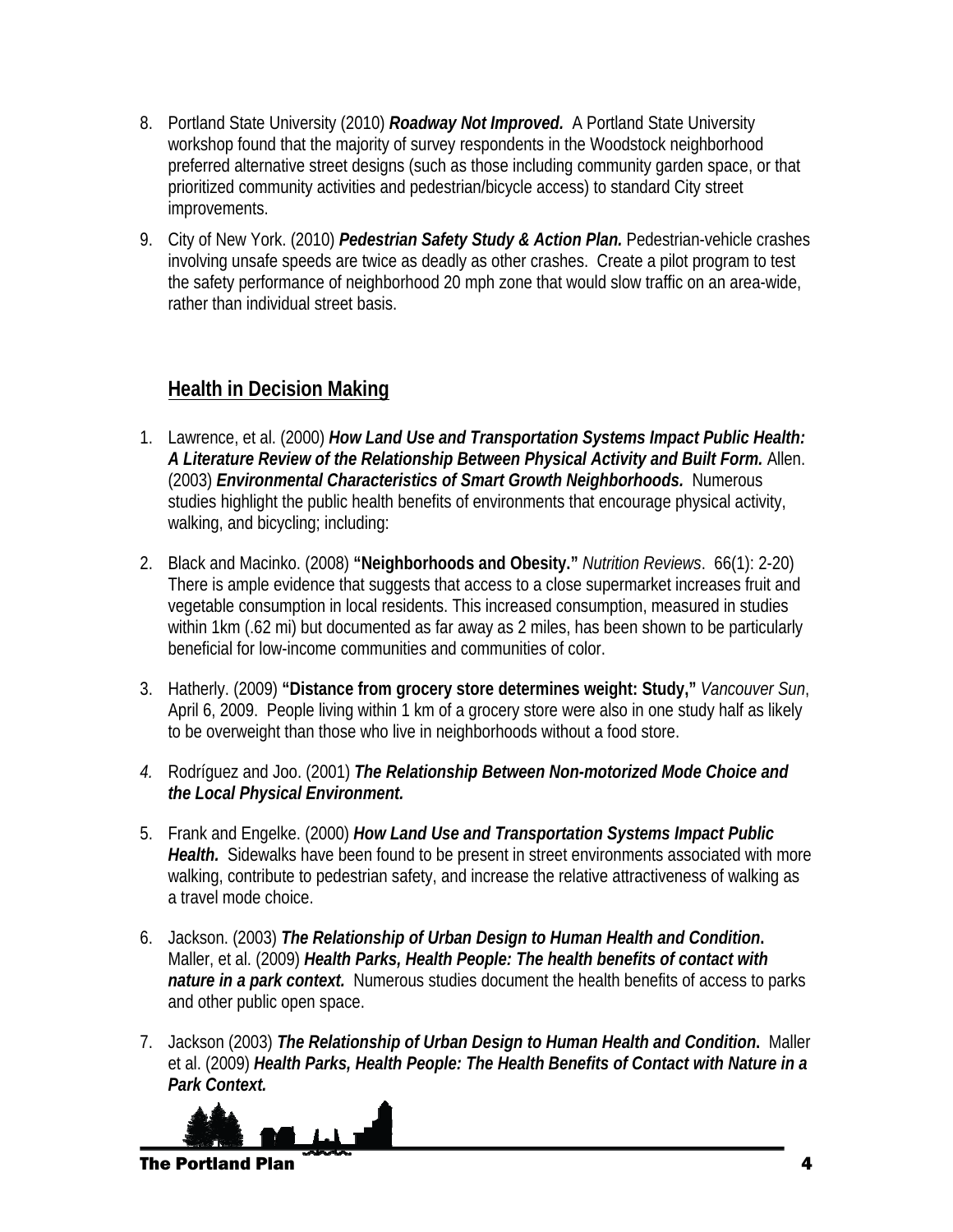8. Portland State University (2010) ***Roadway Not Improved.*** A Portland State University workshop found that the majority of survey respondents in the Woodstock neighborhood preferred alternative street designs (such as those including community garden space, or that prioritized community activities and pedestrian/bicycle access) to standard City street improvements.

9. City of New York. (2010) ***Pedestrian Safety Study & Action Plan.*** Pedestrian-vehicle crashes involving unsafe speeds are twice as deadly as other crashes. Create a pilot program to test the safety performance of neighborhood 20 mph zone that would slow traffic on an area-wide, rather than individual street basis.

## Health in Decision Making

1. Lawrence, et al. (2000) ***How Land Use and Transportation Systems Impact Public Health: A Literature Review of the Relationship Between Physical Activity and Built Form.*** Allen. (2003) ***Environmental Characteristics of Smart Growth Neighborhoods.*** Numerous studies highlight the public health benefits of environments that encourage physical activity, walking, and bicycling; including:

2. Black and Macinko. (2008) **"Neighborhoods and Obesity."** *Nutrition Reviews*. 66(1): 2-20) There is ample evidence that suggests that access to a close supermarket increases fruit and vegetable consumption in local residents. This increased consumption, measured in studies within 1km (.62 mi) but documented as far away as 2 miles, has been shown to be particularly beneficial for low-income communities and communities of color.

3. Hatherly. (2009) **"Distance from grocery store determines weight: Study,"** *Vancouver Sun*, April 6, 2009. People living within 1 km of a grocery store were also in one study half as likely to be overweight than those who live in neighborhoods without a food store.

4. Rodríguez and Joo. (2001) ***The Relationship Between Non-motorized Mode Choice and the Local Physical Environment.***

5. Frank and Engelke. (2000) ***How Land Use and Transportation Systems Impact Public Health.*** Sidewalks have been found to be present in street environments associated with more walking, contribute to pedestrian safety, and increase the relative attractiveness of walking as a travel mode choice.

6. Jackson. (2003) ***The Relationship of Urban Design to Human Health and Condition.*** Maller, et al. (2009) ***Health Parks, Health People: The health benefits of contact with nature in a park context.*** Numerous studies document the health benefits of access to parks and other public open space.

7. Jackson (2003) ***The Relationship of Urban Design to Human Health and Condition.*** Maller et al. (2009) ***Health Parks, Health People: The Health Benefits of Contact with Nature in a Park Context.***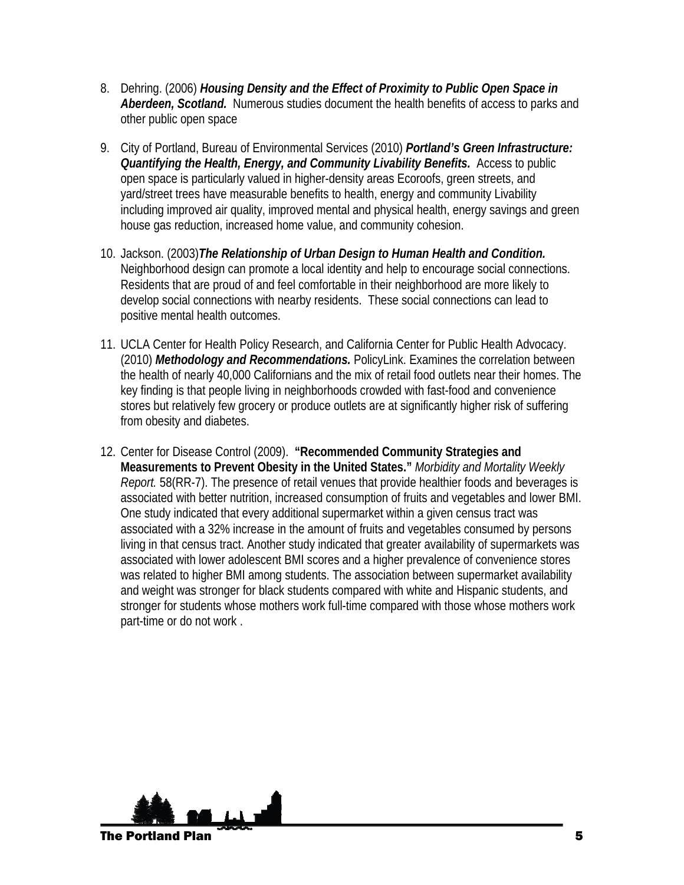8. Dehring. (2006) ***Housing Density and the Effect of Proximity to Public Open Space in Aberdeen, Scotland.*** Numerous studies document the health benefits of access to parks and other public open space

9. City of Portland, Bureau of Environmental Services (2010) ***Portland's Green Infrastructure: Quantifying the Health, Energy, and Community Livability Benefits.*** Access to public open space is particularly valued in higher-density areas Ecoroofs, green streets, and yard/street trees have measurable benefits to health, energy and community Livability including improved air quality, improved mental and physical health, energy savings and green house gas reduction, increased home value, and community cohesion.

10. Jackson. (2003)***The Relationship of Urban Design to Human Health and Condition.*** Neighborhood design can promote a local identity and help to encourage social connections. Residents that are proud of and feel comfortable in their neighborhood are more likely to develop social connections with nearby residents. These social connections can lead to positive mental health outcomes.

11. UCLA Center for Health Policy Research, and California Center for Public Health Advocacy. (2010) ***Methodology and Recommendations.*** PolicyLink. Examines the correlation between the health of nearly 40,000 Californians and the mix of retail food outlets near their homes. The key finding is that people living in neighborhoods crowded with fast-food and convenience stores but relatively few grocery or produce outlets are at significantly higher risk of suffering from obesity and diabetes.

12. Center for Disease Control (2009). **"Recommended Community Strategies and Measurements to Prevent Obesity in the United States."** *Morbidity and Mortality Weekly Report.* 58(RR-7). The presence of retail venues that provide healthier foods and beverages is associated with better nutrition, increased consumption of fruits and vegetables and lower BMI. One study indicated that every additional supermarket within a given census tract was associated with a 32% increase in the amount of fruits and vegetables consumed by persons living in that census tract. Another study indicated that greater availability of supermarkets was associated with lower adolescent BMI scores and a higher prevalence of convenience stores was related to higher BMI among students. The association between supermarket availability and weight was stronger for black students compared with white and Hispanic students, and stronger for students whose mothers work full-time compared with those whose mothers work part-time or do not work .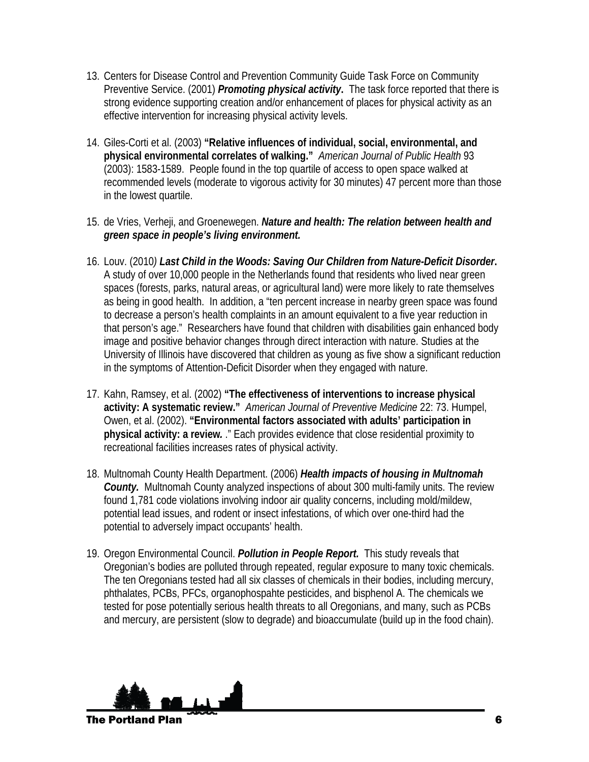13. Centers for Disease Control and Prevention Community Guide Task Force on Community Preventive Service. (2001) ***Promoting physical activity*.** The task force reported that there is strong evidence supporting creation and/or enhancement of places for physical activity as an effective intervention for increasing physical activity levels.

14. Giles-Corti et al. (2003) **"Relative influences of individual, social, environmental, and physical environmental correlates of walking."** *American Journal of Public Health* 93 (2003): 1583-1589. People found in the top quartile of access to open space walked at recommended levels (moderate to vigorous activity for 30 minutes) 47 percent more than those in the lowest quartile.

15. de Vries, Verheji, and Groenewegen. ***Nature and health: The relation between health and green space in people's living environment.***

16. Louv. (2010*)* ***Last Child in the Woods: Saving Our Children from Nature-Deficit Disorder*.** A study of over 10,000 people in the Netherlands found that residents who lived near green spaces (forests, parks, natural areas, or agricultural land) were more likely to rate themselves as being in good health. In addition, a "ten percent increase in nearby green space was found to decrease a person's health complaints in an amount equivalent to a five year reduction in that person's age." Researchers have found that children with disabilities gain enhanced body image and positive behavior changes through direct interaction with nature. Studies at the University of Illinois have discovered that children as young as five show a significant reduction in the symptoms of Attention-Deficit Disorder when they engaged with nature.

17. Kahn, Ramsey, et al. (2002) **"The effectiveness of interventions to increase physical activity: A systematic review."** *American Journal of Preventive Medicine* 22: 73. Humpel, Owen, et al. (2002). **"Environmental factors associated with adults' participation in physical activity: a review.** ." Each provides evidence that close residential proximity to recreational facilities increases rates of physical activity.

18. Multnomah County Health Department. (2006) ***Health impacts of housing in Multnomah County.*** Multnomah County analyzed inspections of about 300 multi-family units. The review found 1,781 code violations involving indoor air quality concerns, including mold/mildew, potential lead issues, and rodent or insect infestations, of which over one-third had the potential to adversely impact occupants' health.

19. Oregon Environmental Council. ***Pollution in People Report.*** This study reveals that Oregonian's bodies are polluted through repeated, regular exposure to many toxic chemicals. The ten Oregonians tested had all six classes of chemicals in their bodies, including mercury, phthalates, PCBs, PFCs, organophospahte pesticides, and bisphenol A. The chemicals we tested for pose potentially serious health threats to all Oregonians, and many, such as PCBs and mercury, are persistent (slow to degrade) and bioaccumulate (build up in the food chain).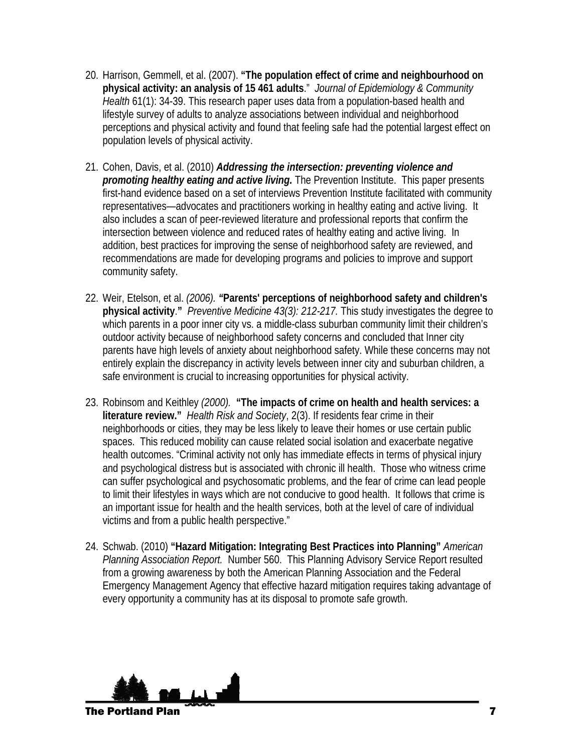20. Harrison, Gemmell, et al. (2007). **"The population effect of crime and neighbourhood on physical activity: an analysis of 15 461 adults**." *Journal of Epidemiology & Community Health* 61(1): 34-39. This research paper uses data from a population-based health and lifestyle survey of adults to analyze associations between individual and neighborhood perceptions and physical activity and found that feeling safe had the potential largest effect on population levels of physical activity.

21. Cohen, Davis, et al. (2010) ***Addressing the intersection: preventing violence and promoting healthy eating and active living.*** The Prevention Institute. This paper presents first-hand evidence based on a set of interviews Prevention Institute facilitated with community representatives—advocates and practitioners working in healthy eating and active living. It also includes a scan of peer-reviewed literature and professional reports that confirm the intersection between violence and reduced rates of healthy eating and active living. In addition, best practices for improving the sense of neighborhood safety are reviewed, and recommendations are made for developing programs and policies to improve and support community safety.

22. Weir, Etelson, et al. *(2006).* ***"*****Parents' perceptions of neighborhood safety and children's physical activity.****"*** *Preventive Medicine 43(3): 212-217.* This study investigates the degree to which parents in a poor inner city vs. a middle-class suburban community limit their children's outdoor activity because of neighborhood safety concerns and concluded that Inner city parents have high levels of anxiety about neighborhood safety. While these concerns may not entirely explain the discrepancy in activity levels between inner city and suburban children, a safe environment is crucial to increasing opportunities for physical activity.

23. Robinsom and Keithley *(2000).* **"The impacts of crime on health and health services: a literature review."** *Health Risk and Society*, 2(3). If residents fear crime in their neighborhoods or cities, they may be less likely to leave their homes or use certain public spaces. This reduced mobility can cause related social isolation and exacerbate negative health outcomes. "Criminal activity not only has immediate effects in terms of physical injury and psychological distress but is associated with chronic ill health. Those who witness crime can suffer psychological and psychosomatic problems, and the fear of crime can lead people to limit their lifestyles in ways which are not conducive to good health. It follows that crime is an important issue for health and the health services, both at the level of care of individual victims and from a public health perspective."

24. Schwab. (2010) **"Hazard Mitigation: Integrating Best Practices into Planning"** *American Planning Association Report.* Number 560. This Planning Advisory Service Report resulted from a growing awareness by both the American Planning Association and the Federal Emergency Management Agency that effective hazard mitigation requires taking advantage of every opportunity a community has at its disposal to promote safe growth.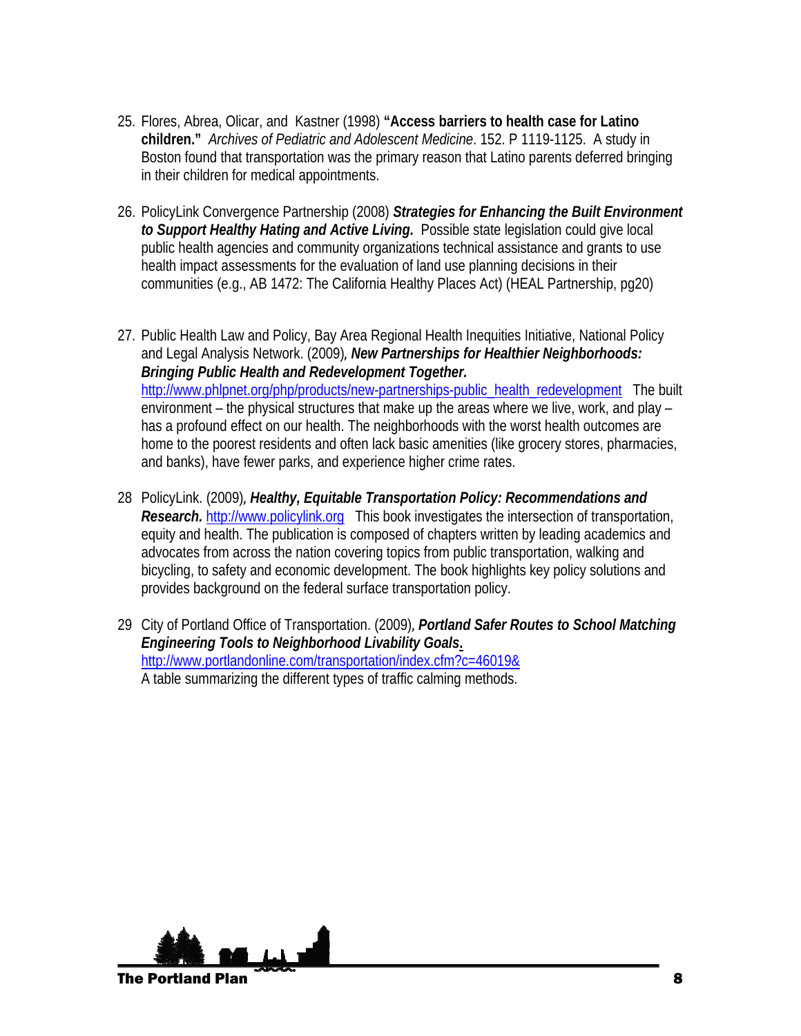25. Flores, Abrea, Olicar, and Kastner (1998) **"Access barriers to health case for Latino children."** *Archives of Pediatric and Adolescent Medicine*. 152. P 1119-1125. A study in Boston found that transportation was the primary reason that Latino parents deferred bringing in their children for medical appointments.

26. PolicyLink Convergence Partnership (2008) ***Strategies for Enhancing the Built Environment to Support Healthy Hating and Active Living.*** Possible state legislation could give local public health agencies and community organizations technical assistance and grants to use health impact assessments for the evaluation of land use planning decisions in their communities (e.g., AB 1472: The California Healthy Places Act) (HEAL Partnership, pg20)

27. Public Health Law and Policy, Bay Area Regional Health Inequities Initiative, National Policy and Legal Analysis Network. (2009)***, New Partnerships for Healthier Neighborhoods: Bringing Public Health and Redevelopment Together.***
[http://www.phlpnet.org/php/products/new-partnerships-public_health_redevelopment](http://www.phlpnet.org/php/products/new-partnerships-public_health_redevelopment) The built environment – the physical structures that make up the areas where we live, work, and play – has a profound effect on our health. The neighborhoods with the worst health outcomes are home to the poorest residents and often lack basic amenities (like grocery stores, pharmacies, and banks), have fewer parks, and experience higher crime rates.

28 PolicyLink. (2009)***, Healthy, Equitable Transportation Policy: Recommendations and Research.*** [http://www.policylink.org](http://www.policylink.org) This book investigates the intersection of transportation, equity and health. The publication is composed of chapters written by leading academics and advocates from across the nation covering topics from public transportation, walking and bicycling, to safety and economic development. The book highlights key policy solutions and provides background on the federal surface transportation policy.

29 City of Portland Office of Transportation. (2009)***, Portland Safer Routes to School Matching Engineering Tools to Neighborhood Livability Goals.***
[http://www.portlandonline.com/transportation/index.cfm?c=46019&](http://www.portlandonline.com/transportation/index.cfm?c=46019&)
A table summarizing the different types of traffic calming methods.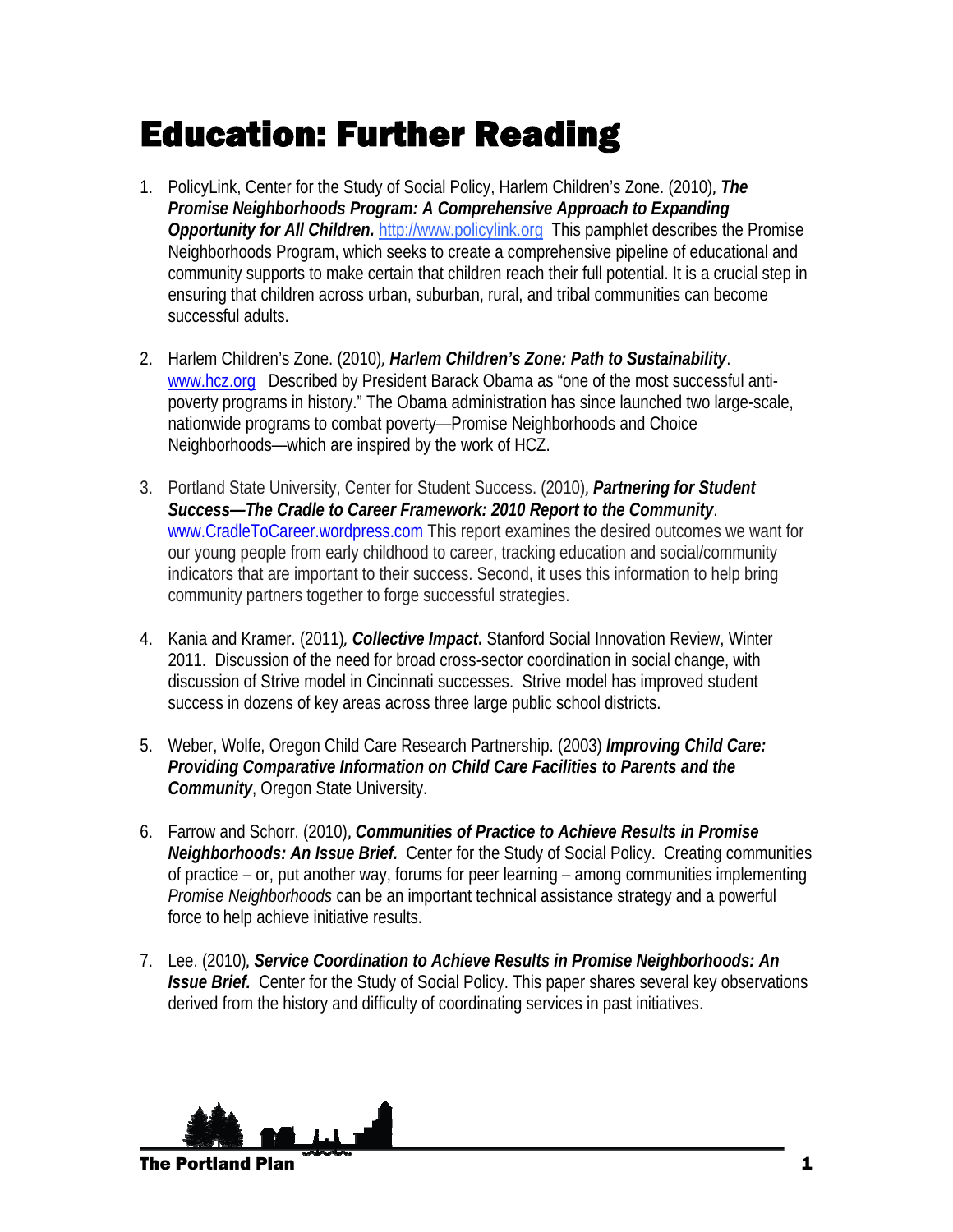# Education: Further Reading

1. PolicyLink, Center for the Study of Social Policy, Harlem Children's Zone. (2010), ***The Promise Neighborhoods Program: A Comprehensive Approach to Expanding Opportunity for All Children.*** http://www.policylink.org This pamphlet describes the Promise Neighborhoods Program, which seeks to create a comprehensive pipeline of educational and community supports to make certain that children reach their full potential. It is a crucial step in ensuring that children across urban, suburban, rural, and tribal communities can become successful adults.

2. Harlem Children's Zone. (2010), ***Harlem Children's Zone: Path to Sustainability***. www.hcz.org Described by President Barack Obama as "one of the most successful anti-poverty programs in history." The Obama administration has since launched two large-scale, nationwide programs to combat poverty—Promise Neighborhoods and Choice Neighborhoods—which are inspired by the work of HCZ.

3. Portland State University, Center for Student Success. (2010), ***Partnering for Student Success—The Cradle to Career Framework: 2010 Report to the Community***. www.CradleToCareer.wordpress.com This report examines the desired outcomes we want for our young people from early childhood to career, tracking education and social/community indicators that are important to their success. Second, it uses this information to help bring community partners together to forge successful strategies.

4. Kania and Kramer. (2011), ***Collective Impact*****.** Stanford Social Innovation Review, Winter 2011. Discussion of the need for broad cross-sector coordination in social change, with discussion of Strive model in Cincinnati successes. Strive model has improved student success in dozens of key areas across three large public school districts.

5. Weber, Wolfe, Oregon Child Care Research Partnership. (2003) ***Improving Child Care: Providing Comparative Information on Child Care Facilities to Parents and the Community***, Oregon State University.

6. Farrow and Schorr. (2010), ***Communities of Practice to Achieve Results in Promise Neighborhoods: An Issue Brief.*** Center for the Study of Social Policy. Creating communities of practice – or, put another way, forums for peer learning – among communities implementing *Promise Neighborhoods* can be an important technical assistance strategy and a powerful force to help achieve initiative results.

7. Lee. (2010), ***Service Coordination to Achieve Results in Promise Neighborhoods: An Issue Brief.*** Center for the Study of Social Policy. This paper shares several key observations derived from the history and difficulty of coordinating services in past initiatives.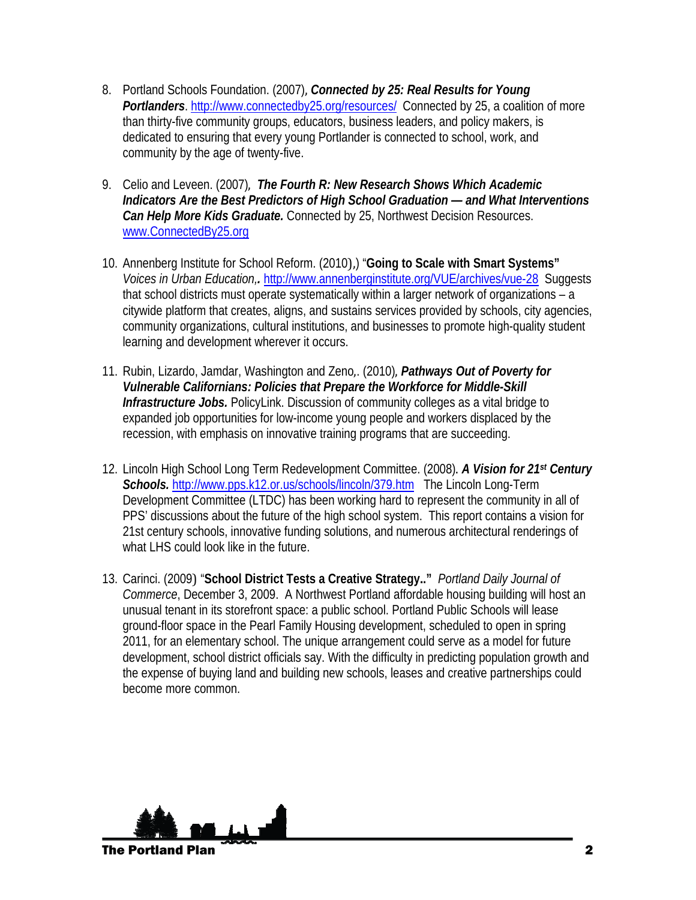8. Portland Schools Foundation. (2007), ***Connected by 25: Real Results for Young Portlanders***. http://www.connectedby25.org/resources/ Connected by 25, a coalition of more than thirty-five community groups, educators, business leaders, and policy makers, is dedicated to ensuring that every young Portlander is connected to school, work, and community by the age of twenty-five.

9. Celio and Leveen. (2007), ***The Fourth R: New Research Shows Which Academic Indicators Are the Best Predictors of High School Graduation — and What Interventions Can Help More Kids Graduate.*** Connected by 25, Northwest Decision Resources. www.ConnectedBy25.org

10. Annenberg Institute for School Reform. (2010),) "**Going to Scale with Smart Systems"** *Voices in Urban Education*,**.** http://www.annenberginstitute.org/VUE/archives/vue-28 Suggests that school districts must operate systematically within a larger network of organizations – a citywide platform that creates, aligns, and sustains services provided by schools, city agencies, community organizations, cultural institutions, and businesses to promote high-quality student learning and development wherever it occurs.

11. Rubin, Lizardo, Jamdar, Washington and Zeno,. (2010), ***Pathways Out of Poverty for Vulnerable Californians: Policies that Prepare the Workforce for Middle-Skill Infrastructure Jobs.*** PolicyLink. Discussion of community colleges as a vital bridge to expanded job opportunities for low-income young people and workers displaced by the recession, with emphasis on innovative training programs that are succeeding.

12. Lincoln High School Long Term Redevelopment Committee. (2008). ***A Vision for 21st Century Schools.*** http://www.pps.k12.or.us/schools/lincoln/379.htm The Lincoln Long-Term Development Committee (LTDC) has been working hard to represent the community in all of PPS' discussions about the future of the high school system. This report contains a vision for 21st century schools, innovative funding solutions, and numerous architectural renderings of what LHS could look like in the future.

13. Carinci. (2009) "**School District Tests a Creative Strategy.."** *Portland Daily Journal of Commerce*, December 3, 2009. A Northwest Portland affordable housing building will host an unusual tenant in its storefront space: a public school. Portland Public Schools will lease ground-floor space in the Pearl Family Housing development, scheduled to open in spring 2011, for an elementary school. The unique arrangement could serve as a model for future development, school district officials say. With the difficulty in predicting population growth and the expense of buying land and building new schools, leases and creative partnerships could become more common.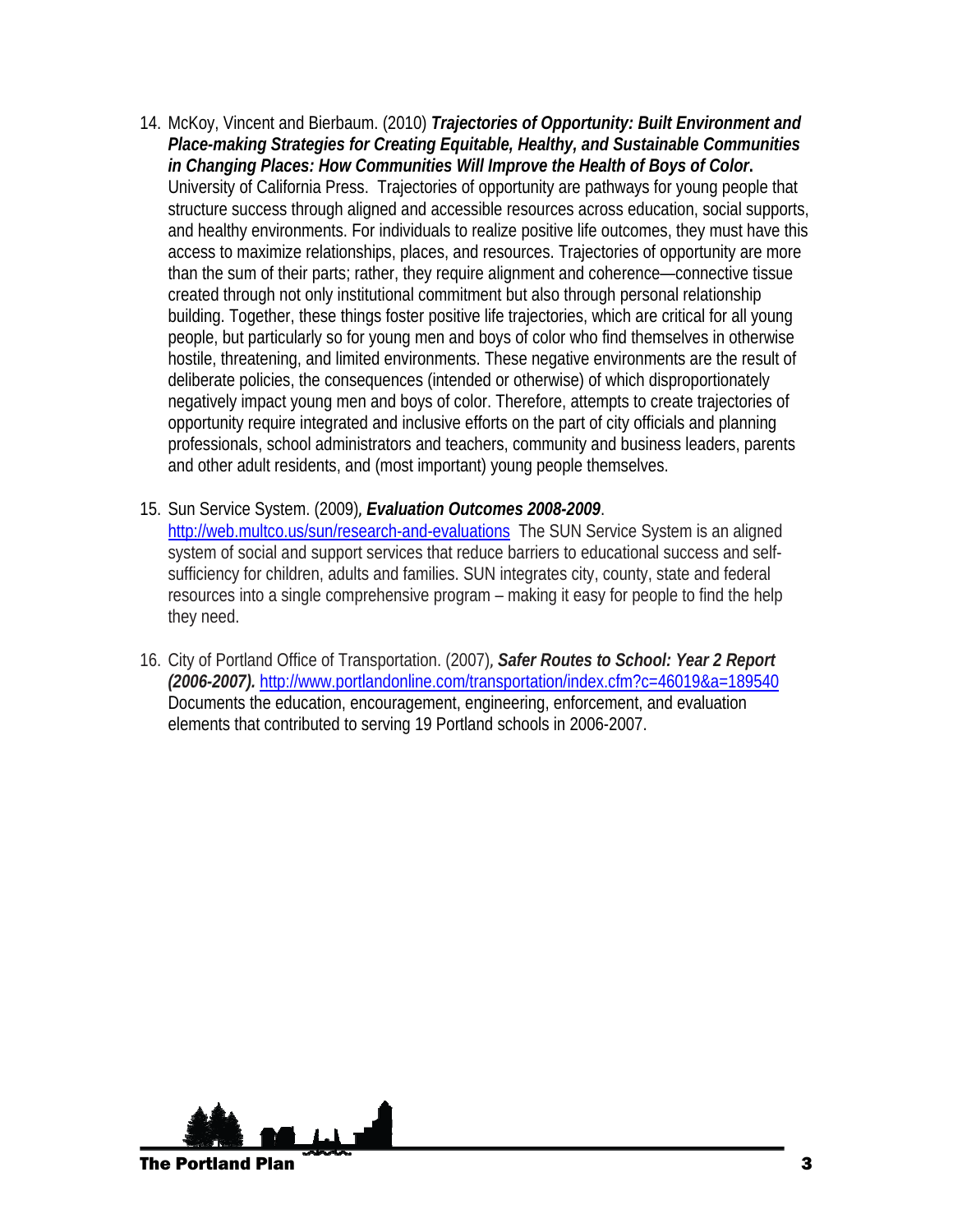14. McKoy, Vincent and Bierbaum. (2010) ***Trajectories of Opportunity: Built Environment and Place-making Strategies for Creating Equitable, Healthy, and Sustainable Communities in Changing Places: How Communities Will Improve the Health of Boys of Color*.** University of California Press. Trajectories of opportunity are pathways for young people that structure success through aligned and accessible resources across education, social supports, and healthy environments. For individuals to realize positive life outcomes, they must have this access to maximize relationships, places, and resources. Trajectories of opportunity are more than the sum of their parts; rather, they require alignment and coherence—connective tissue created through not only institutional commitment but also through personal relationship building. Together, these things foster positive life trajectories, which are critical for all young people, but particularly so for young men and boys of color who find themselves in otherwise hostile, threatening, and limited environments. These negative environments are the result of deliberate policies, the consequences (intended or otherwise) of which disproportionately negatively impact young men and boys of color. Therefore, attempts to create trajectories of opportunity require integrated and inclusive efforts on the part of city officials and planning professionals, school administrators and teachers, community and business leaders, parents and other adult residents, and (most important) young people themselves.

15. Sun Service System. (2009)***, Evaluation Outcomes 2008-2009***. http://web.multco.us/sun/research-and-evaluations The SUN Service System is an aligned system of social and support services that reduce barriers to educational success and self-sufficiency for children, adults and families. SUN integrates city, county, state and federal resources into a single comprehensive program – making it easy for people to find the help they need.

16. City of Portland Office of Transportation. (2007)***, Safer Routes to School: Year 2 Report (2006-2007).*** http://www.portlandonline.com/transportation/index.cfm?c=46019&a=189540 Documents the education, encouragement, engineering, enforcement, and evaluation elements that contributed to serving 19 Portland schools in 2006-2007.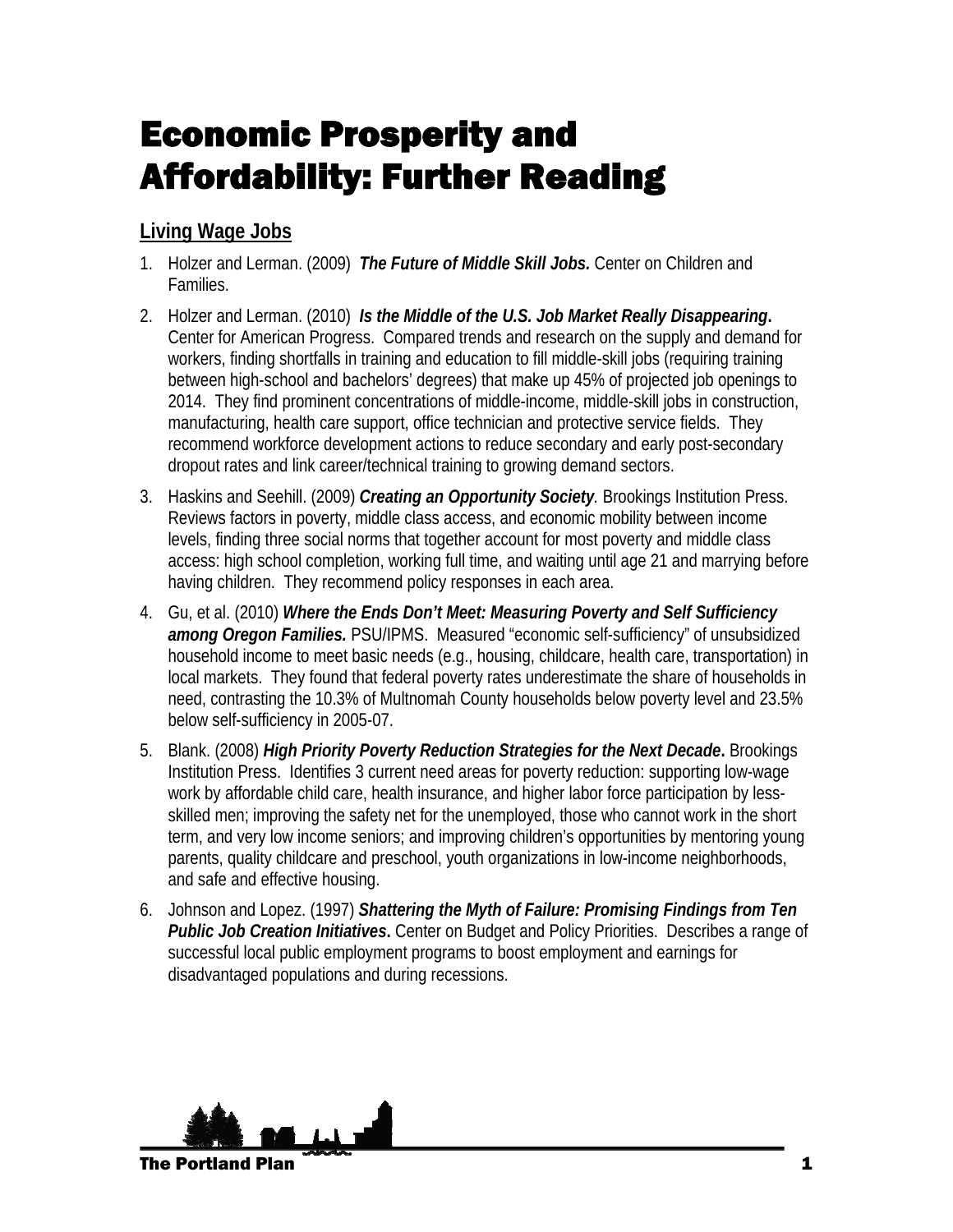# Economic Prosperity and Affordability: Further Reading

## Living Wage Jobs

1. Holzer and Lerman. (2009) ***The Future of Middle Skill Jobs.*** Center on Children and Families.
2. Holzer and Lerman. (2010) ***Is the Middle of the U.S. Job Market Really Disappearing*.** Center for American Progress. Compared trends and research on the supply and demand for workers, finding shortfalls in training and education to fill middle-skill jobs (requiring training between high-school and bachelors' degrees) that make up 45% of projected job openings to 2014. They find prominent concentrations of middle-income, middle-skill jobs in construction, manufacturing, health care support, office technician and protective service fields. They recommend workforce development actions to reduce secondary and early post-secondary dropout rates and link career/technical training to growing demand sectors.
3. Haskins and Seehill. (2009) ***Creating an Opportunity Society***. Brookings Institution Press. Reviews factors in poverty, middle class access, and economic mobility between income levels, finding three social norms that together account for most poverty and middle class access: high school completion, working full time, and waiting until age 21 and marrying before having children. They recommend policy responses in each area.
4. Gu, et al. (2010) ***Where the Ends Don't Meet: Measuring Poverty and Self Sufficiency among Oregon Families.*** PSU/IPMS. Measured "economic self-sufficiency" of unsubsidized household income to meet basic needs (e.g., housing, childcare, health care, transportation) in local markets. They found that federal poverty rates underestimate the share of households in need, contrasting the 10.3% of Multnomah County households below poverty level and 23.5% below self-sufficiency in 2005-07.
5. Blank. (2008) ***High Priority Poverty Reduction Strategies for the Next Decade*.** Brookings Institution Press. Identifies 3 current need areas for poverty reduction: supporting low-wage work by affordable child care, health insurance, and higher labor force participation by less-skilled men; improving the safety net for the unemployed, those who cannot work in the short term, and very low income seniors; and improving children's opportunities by mentoring young parents, quality childcare and preschool, youth organizations in low-income neighborhoods, and safe and effective housing.
6. Johnson and Lopez. (1997) ***Shattering the Myth of Failure: Promising Findings from Ten Public Job Creation Initiatives*.** Center on Budget and Policy Priorities. Describes a range of successful local public employment programs to boost employment and earnings for disadvantaged populations and during recessions.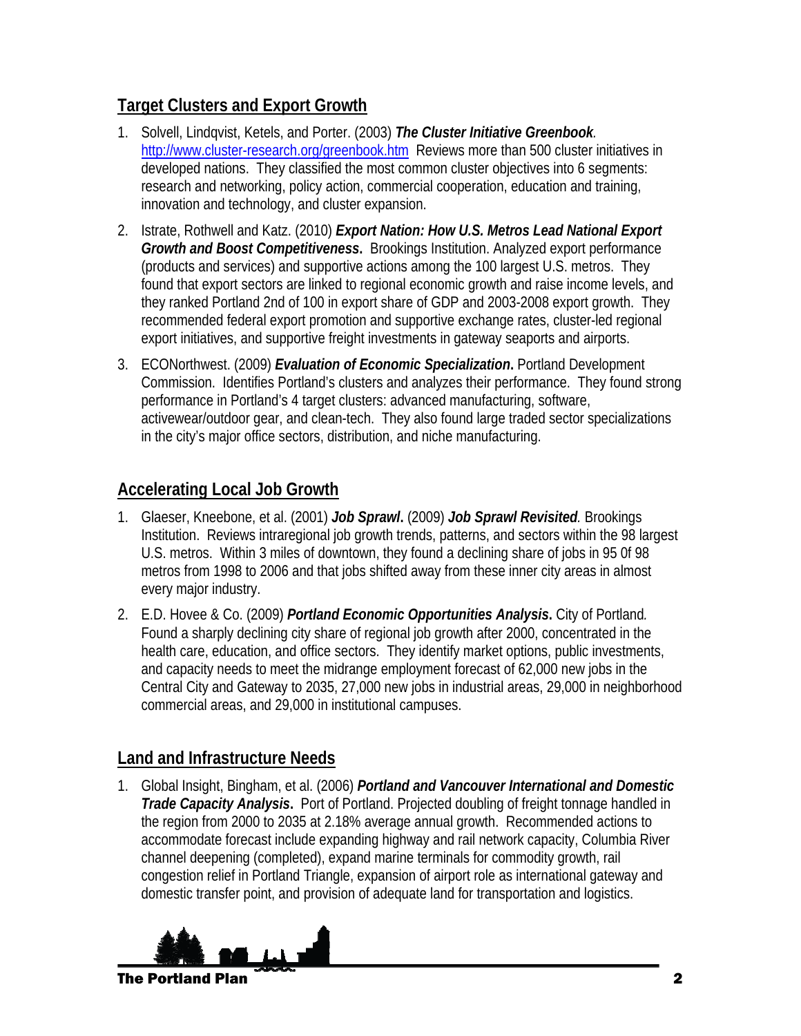## Target Clusters and Export Growth

1. Solvell, Lindqvist, Ketels, and Porter. (2003) ***The Cluster Initiative Greenbook***. http://www.cluster-research.org/greenbook.htm Reviews more than 500 cluster initiatives in developed nations. They classified the most common cluster objectives into 6 segments: research and networking, policy action, commercial cooperation, education and training, innovation and technology, and cluster expansion.
2. Istrate, Rothwell and Katz. (2010) ***Export Nation: How U.S. Metros Lead National Export Growth and Boost Competitiveness***. Brookings Institution. Analyzed export performance (products and services) and supportive actions among the 100 largest U.S. metros. They found that export sectors are linked to regional economic growth and raise income levels, and they ranked Portland 2nd of 100 in export share of GDP and 2003-2008 export growth. They recommended federal export promotion and supportive exchange rates, cluster-led regional export initiatives, and supportive freight investments in gateway seaports and airports.
3. ECONorthwest. (2009) ***Evaluation of Economic Specialization***. Portland Development Commission. Identifies Portland's clusters and analyzes their performance. They found strong performance in Portland's 4 target clusters: advanced manufacturing, software, activewear/outdoor gear, and clean-tech. They also found large traded sector specializations in the city's major office sectors, distribution, and niche manufacturing.

## Accelerating Local Job Growth

1. Glaeser, Kneebone, et al. (2001) ***Job Sprawl***. (2009) ***Job Sprawl Revisited***. Brookings Institution. Reviews intraregional job growth trends, patterns, and sectors within the 98 largest U.S. metros. Within 3 miles of downtown, they found a declining share of jobs in 95 0f 98 metros from 1998 to 2006 and that jobs shifted away from these inner city areas in almost every major industry.
2. E.D. Hovee & Co. (2009) ***Portland Economic Opportunities Analysis***. City of Portland. Found a sharply declining city share of regional job growth after 2000, concentrated in the health care, education, and office sectors. They identify market options, public investments, and capacity needs to meet the midrange employment forecast of 62,000 new jobs in the Central City and Gateway to 2035, 27,000 new jobs in industrial areas, 29,000 in neighborhood commercial areas, and 29,000 in institutional campuses.

## Land and Infrastructure Needs

1. Global Insight, Bingham, et al. (2006) ***Portland and Vancouver International and Domestic Trade Capacity Analysis***. Port of Portland. Projected doubling of freight tonnage handled in the region from 2000 to 2035 at 2.18% average annual growth. Recommended actions to accommodate forecast include expanding highway and rail network capacity, Columbia River channel deepening (completed), expand marine terminals for commodity growth, rail congestion relief in Portland Triangle, expansion of airport role as international gateway and domestic transfer point, and provision of adequate land for transportation and logistics.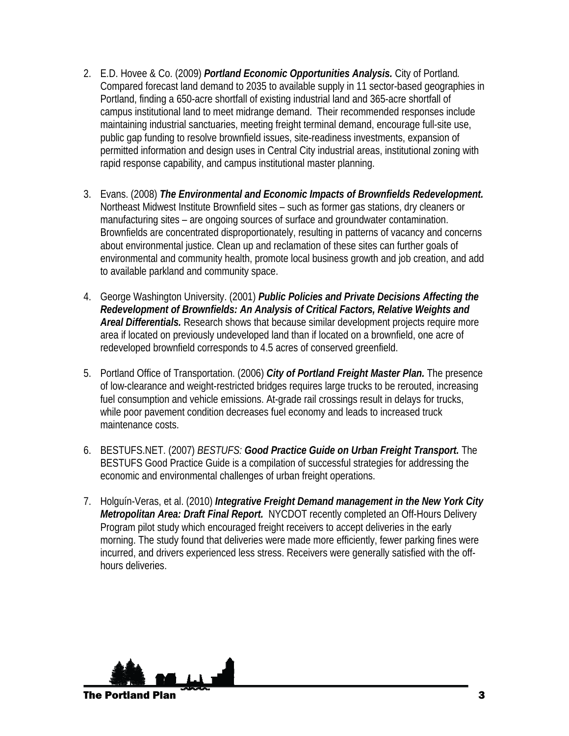2. E.D. Hovee & Co. (2009) ***Portland Economic Opportunities Analysis.*** City of Portland*.* Compared forecast land demand to 2035 to available supply in 11 sector-based geographies in Portland, finding a 650-acre shortfall of existing industrial land and 365-acre shortfall of campus institutional land to meet midrange demand. Their recommended responses include maintaining industrial sanctuaries, meeting freight terminal demand, encourage full-site use, public gap funding to resolve brownfield issues, site-readiness investments, expansion of permitted information and design uses in Central City industrial areas, institutional zoning with rapid response capability, and campus institutional master planning.

3. Evans. (2008) ***The Environmental and Economic Impacts of Brownfields Redevelopment.*** Northeast Midwest Institute Brownfield sites – such as former gas stations, dry cleaners or manufacturing sites – are ongoing sources of surface and groundwater contamination. Brownfields are concentrated disproportionately, resulting in patterns of vacancy and concerns about environmental justice. Clean up and reclamation of these sites can further goals of environmental and community health, promote local business growth and job creation, and add to available parkland and community space.

4. George Washington University. (2001) ***Public Policies and Private Decisions Affecting the Redevelopment of Brownfields: An Analysis of Critical Factors, Relative Weights and Areal Differentials.*** Research shows that because similar development projects require more area if located on previously undeveloped land than if located on a brownfield, one acre of redeveloped brownfield corresponds to 4.5 acres of conserved greenfield.

5. Portland Office of Transportation. (2006) ***City of Portland Freight Master Plan.*** The presence of low-clearance and weight-restricted bridges requires large trucks to be rerouted, increasing fuel consumption and vehicle emissions. At-grade rail crossings result in delays for trucks, while poor pavement condition decreases fuel economy and leads to increased truck maintenance costs.

6. BESTUFS.NET. (2007) *BESTUFS:* ***Good Practice Guide on Urban Freight Transport.*** The BESTUFS Good Practice Guide is a compilation of successful strategies for addressing the economic and environmental challenges of urban freight operations.

7. Holguín-Veras, et al. (2010) ***Integrative Freight Demand management in the New York City Metropolitan Area: Draft Final Report.*** NYCDOT recently completed an Off-Hours Delivery Program pilot study which encouraged freight receivers to accept deliveries in the early morning. The study found that deliveries were made more efficiently, fewer parking fines were incurred, and drivers experienced less stress. Receivers were generally satisfied with the off-hours deliveries.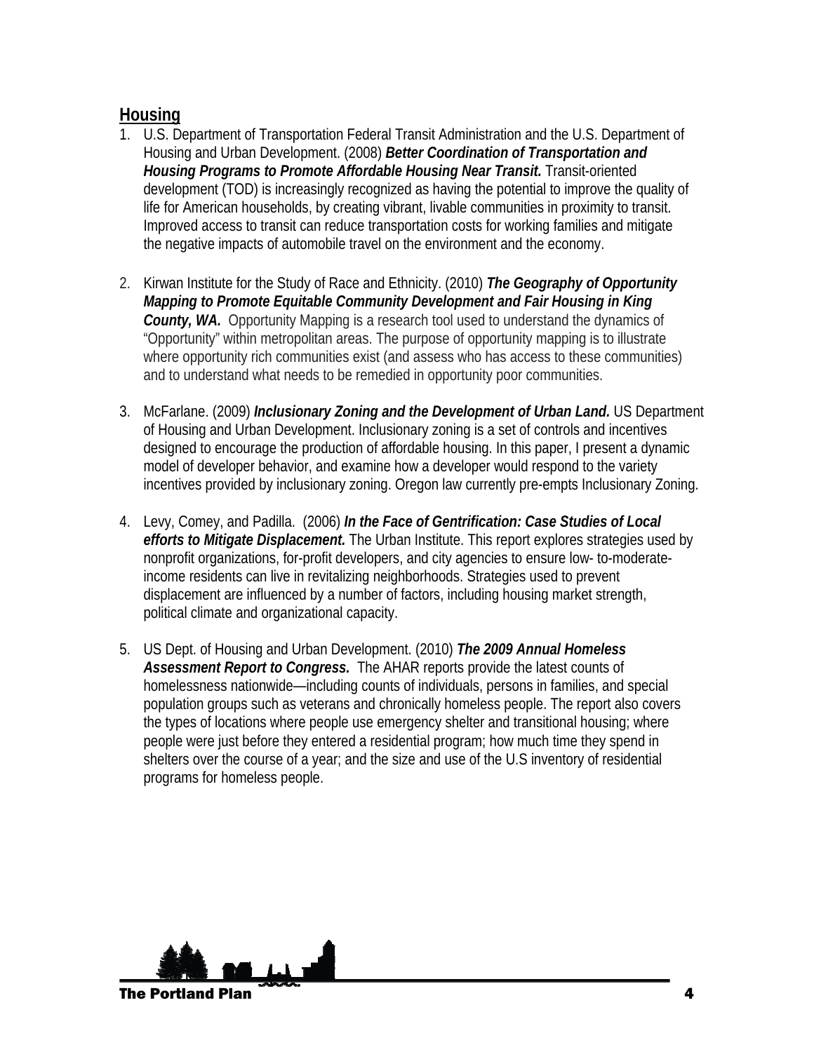## Housing

1. U.S. Department of Transportation Federal Transit Administration and the U.S. Department of Housing and Urban Development. (2008) ***Better Coordination of Transportation and Housing Programs to Promote Affordable Housing Near Transit.*** Transit-oriented development (TOD) is increasingly recognized as having the potential to improve the quality of life for American households, by creating vibrant, livable communities in proximity to transit. Improved access to transit can reduce transportation costs for working families and mitigate the negative impacts of automobile travel on the environment and the economy.

2. Kirwan Institute for the Study of Race and Ethnicity. (2010) ***The Geography of Opportunity Mapping to Promote Equitable Community Development and Fair Housing in King County, WA.*** Opportunity Mapping is a research tool used to understand the dynamics of "Opportunity" within metropolitan areas. The purpose of opportunity mapping is to illustrate where opportunity rich communities exist (and assess who has access to these communities) and to understand what needs to be remedied in opportunity poor communities.

3. McFarlane. (2009) ***Inclusionary Zoning and the Development of Urban Land.*** US Department of Housing and Urban Development. Inclusionary zoning is a set of controls and incentives designed to encourage the production of affordable housing. In this paper, I present a dynamic model of developer behavior, and examine how a developer would respond to the variety incentives provided by inclusionary zoning. Oregon law currently pre-empts Inclusionary Zoning.

4. Levy, Comey, and Padilla. (2006) ***In the Face of Gentrification: Case Studies of Local efforts to Mitigate Displacement.*** The Urban Institute. This report explores strategies used by nonprofit organizations, for-profit developers, and city agencies to ensure low- to-moderate-income residents can live in revitalizing neighborhoods. Strategies used to prevent displacement are influenced by a number of factors, including housing market strength, political climate and organizational capacity.

5. US Dept. of Housing and Urban Development. (2010) ***The 2009 Annual Homeless Assessment Report to Congress.*** The AHAR reports provide the latest counts of homelessness nationwide—including counts of individuals, persons in families, and special population groups such as veterans and chronically homeless people. The report also covers the types of locations where people use emergency shelter and transitional housing; where people were just before they entered a residential program; how much time they spend in shelters over the course of a year; and the size and use of the U.S inventory of residential programs for homeless people.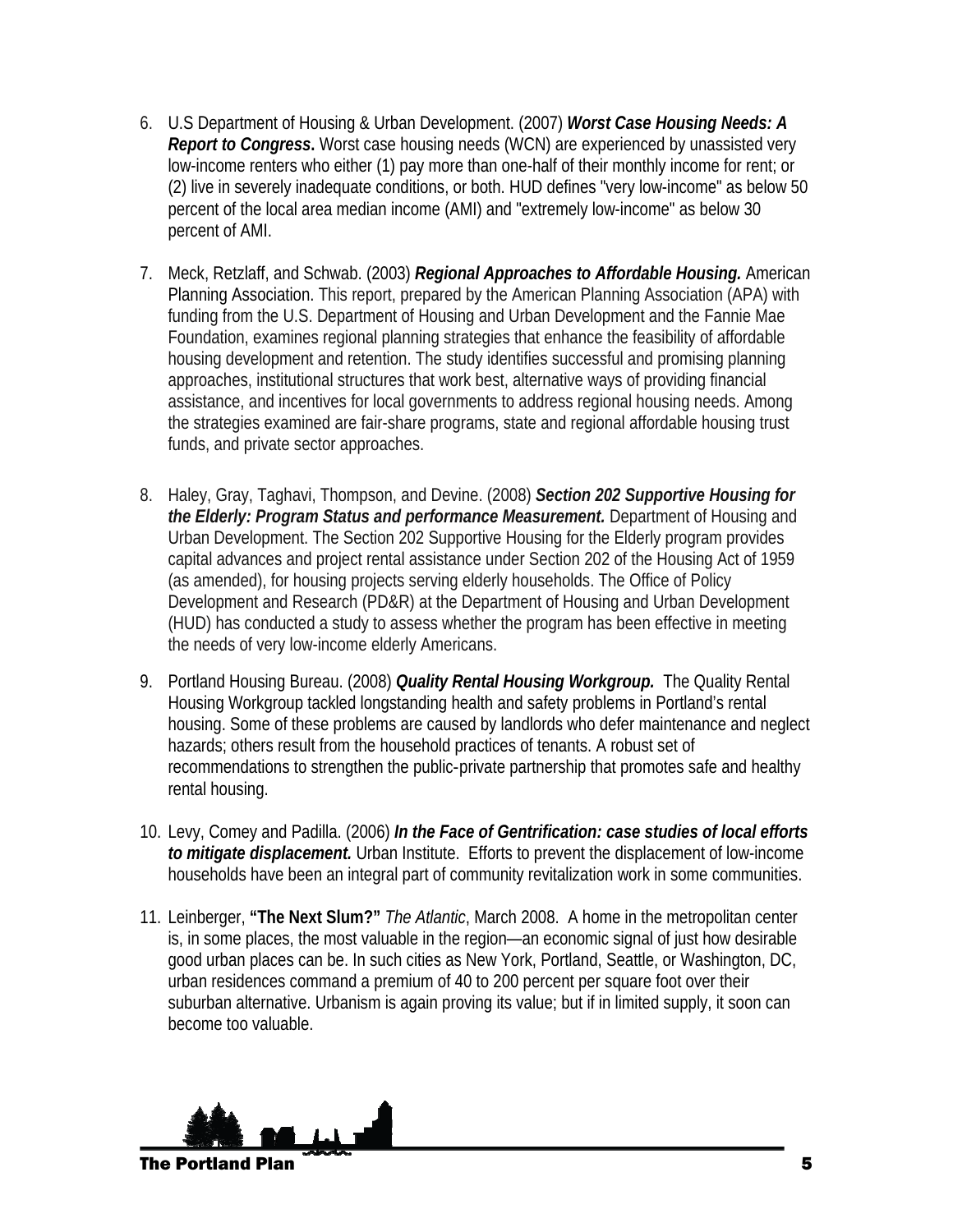6. U.S Department of Housing & Urban Development. (2007) ***Worst Case Housing Needs: A Report to Congress.*** Worst case housing needs (WCN) are experienced by unassisted very low-income renters who either (1) pay more than one-half of their monthly income for rent; or (2) live in severely inadequate conditions, or both. HUD defines "very low-income" as below 50 percent of the local area median income (AMI) and "extremely low-income" as below 30 percent of AMI.

7. Meck, Retzlaff, and Schwab. (2003) ***Regional Approaches to Affordable Housing.*** American Planning Association. This report, prepared by the American Planning Association (APA) with funding from the U.S. Department of Housing and Urban Development and the Fannie Mae Foundation, examines regional planning strategies that enhance the feasibility of affordable housing development and retention. The study identifies successful and promising planning approaches, institutional structures that work best, alternative ways of providing financial assistance, and incentives for local governments to address regional housing needs. Among the strategies examined are fair-share programs, state and regional affordable housing trust funds, and private sector approaches.

8. Haley, Gray, Taghavi, Thompson, and Devine. (2008) ***Section 202 Supportive Housing for the Elderly: Program Status and performance Measurement.*** Department of Housing and Urban Development. The Section 202 Supportive Housing for the Elderly program provides capital advances and project rental assistance under Section 202 of the Housing Act of 1959 (as amended), for housing projects serving elderly households. The Office of Policy Development and Research (PD&R) at the Department of Housing and Urban Development (HUD) has conducted a study to assess whether the program has been effective in meeting the needs of very low-income elderly Americans.

9. Portland Housing Bureau. (2008) ***Quality Rental Housing Workgroup.*** The Quality Rental Housing Workgroup tackled longstanding health and safety problems in Portland's rental housing. Some of these problems are caused by landlords who defer maintenance and neglect hazards; others result from the household practices of tenants. A robust set of recommendations to strengthen the public-private partnership that promotes safe and healthy rental housing.

10. Levy, Comey and Padilla. (2006) ***In the Face of Gentrification: case studies of local efforts to mitigate displacement.*** Urban Institute. Efforts to prevent the displacement of low-income households have been an integral part of community revitalization work in some communities.

11. Leinberger, **"The Next Slum?"** *The Atlantic*, March 2008. A home in the metropolitan center is, in some places, the most valuable in the region—an economic signal of just how desirable good urban places can be. In such cities as New York, Portland, Seattle, or Washington, DC, urban residences command a premium of 40 to 200 percent per square foot over their suburban alternative. Urbanism is again proving its value; but if in limited supply, it soon can become too valuable.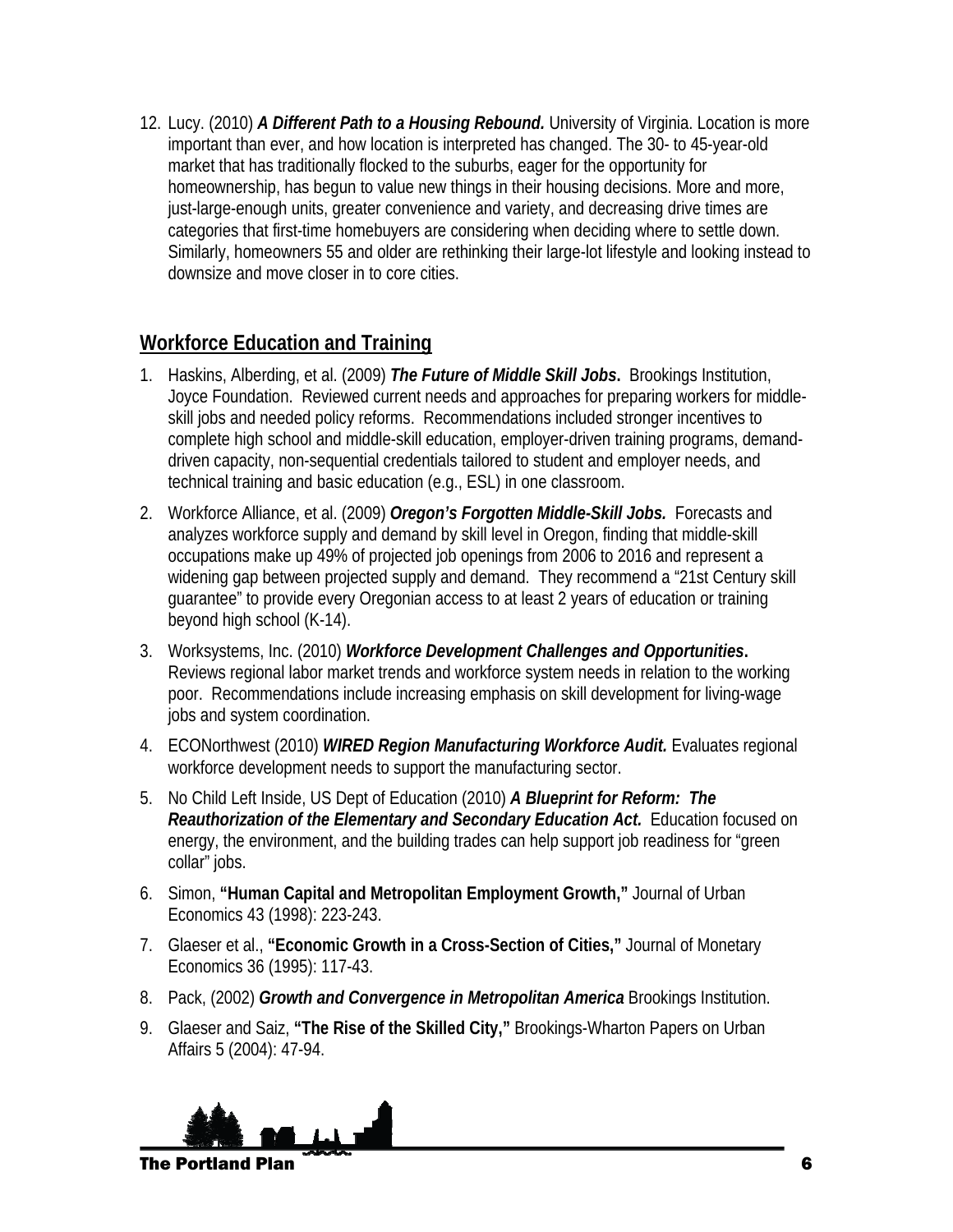12. Lucy. (2010) ***A Different Path to a Housing Rebound.*** University of Virginia. Location is more important than ever, and how location is interpreted has changed. The 30- to 45-year-old market that has traditionally flocked to the suburbs, eager for the opportunity for homeownership, has begun to value new things in their housing decisions. More and more, just-large-enough units, greater convenience and variety, and decreasing drive times are categories that first-time homebuyers are considering when deciding where to settle down. Similarly, homeowners 55 and older are rethinking their large-lot lifestyle and looking instead to downsize and move closer in to core cities.

## Workforce Education and Training

1. Haskins, Alberding, et al. (2009) ***The Future of Middle Skill Jobs*****.** Brookings Institution, Joyce Foundation. Reviewed current needs and approaches for preparing workers for middle-skill jobs and needed policy reforms. Recommendations included stronger incentives to complete high school and middle-skill education, employer-driven training programs, demand-driven capacity, non-sequential credentials tailored to student and employer needs, and technical training and basic education (e.g., ESL) in one classroom.
2. Workforce Alliance, et al. (2009) ***Oregon's Forgotten Middle-Skill Jobs.*** Forecasts and analyzes workforce supply and demand by skill level in Oregon, finding that middle-skill occupations make up 49% of projected job openings from 2006 to 2016 and represent a widening gap between projected supply and demand. They recommend a "21st Century skill guarantee" to provide every Oregonian access to at least 2 years of education or training beyond high school (K-14).
3. Worksystems, Inc. (2010) ***Workforce Development Challenges and Opportunities*****.** Reviews regional labor market trends and workforce system needs in relation to the working poor. Recommendations include increasing emphasis on skill development for living-wage jobs and system coordination.
4. ECONorthwest (2010) ***WIRED Region Manufacturing Workforce Audit.*** Evaluates regional workforce development needs to support the manufacturing sector.
5. No Child Left Inside, US Dept of Education (2010) ***A Blueprint for Reform: The Reauthorization of the Elementary and Secondary Education Act.*** Education focused on energy, the environment, and the building trades can help support job readiness for "green collar" jobs.
6. Simon, **"Human Capital and Metropolitan Employment Growth,"** Journal of Urban Economics 43 (1998): 223-243.
7. Glaeser et al., **"Economic Growth in a Cross-Section of Cities,"** Journal of Monetary Economics 36 (1995): 117-43.
8. Pack, (2002) ***Growth and Convergence in Metropolitan America*** Brookings Institution.
9. Glaeser and Saiz, **"The Rise of the Skilled City,"** Brookings-Wharton Papers on Urban Affairs 5 (2004): 47-94.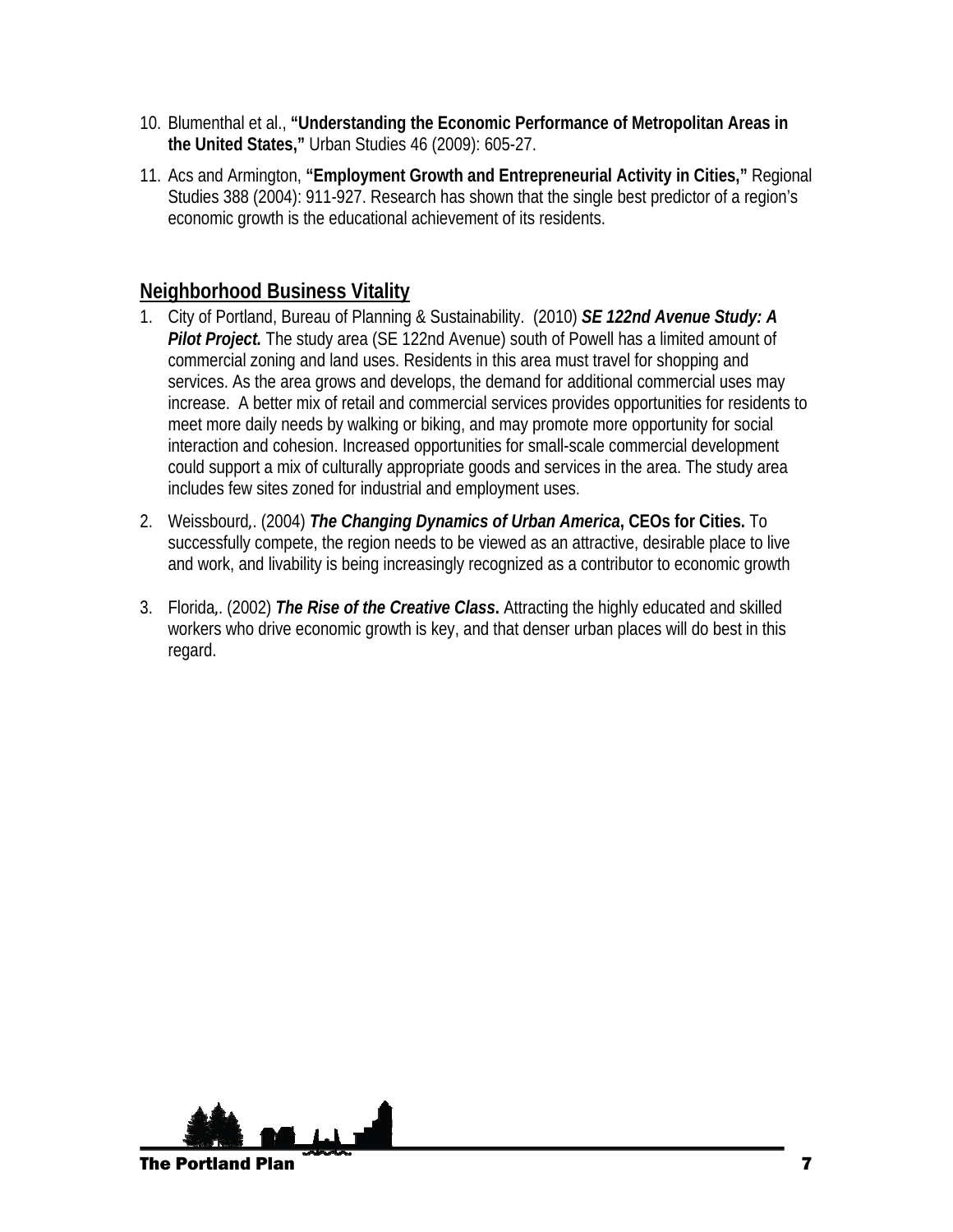10. Blumenthal et al., **"Understanding the Economic Performance of Metropolitan Areas in the United States,"** Urban Studies 46 (2009): 605-27.

11. Acs and Armington, **"Employment Growth and Entrepreneurial Activity in Cities,"** Regional Studies 388 (2004): 911-927. Research has shown that the single best predictor of a region's economic growth is the educational achievement of its residents.

## Neighborhood Business Vitality

1. City of Portland, Bureau of Planning & Sustainability. (2010) ***SE 122nd Avenue Study: A Pilot Project.*** The study area (SE 122nd Avenue) south of Powell has a limited amount of commercial zoning and land uses. Residents in this area must travel for shopping and services. As the area grows and develops, the demand for additional commercial uses may increase. A better mix of retail and commercial services provides opportunities for residents to meet more daily needs by walking or biking, and may promote more opportunity for social interaction and cohesion. Increased opportunities for small-scale commercial development could support a mix of culturally appropriate goods and services in the area. The study area includes few sites zoned for industrial and employment uses.

2. Weissbourd,. (2004) ***The Changing Dynamics of Urban America*, CEOs for Cities.** To successfully compete, the region needs to be viewed as an attractive, desirable place to live and work, and livability is being increasingly recognized as a contributor to economic growth

3. Florida,. (2002) ***The Rise of the Creative Class*.** Attracting the highly educated and skilled workers who drive economic growth is key, and that denser urban places will do best in this regard.